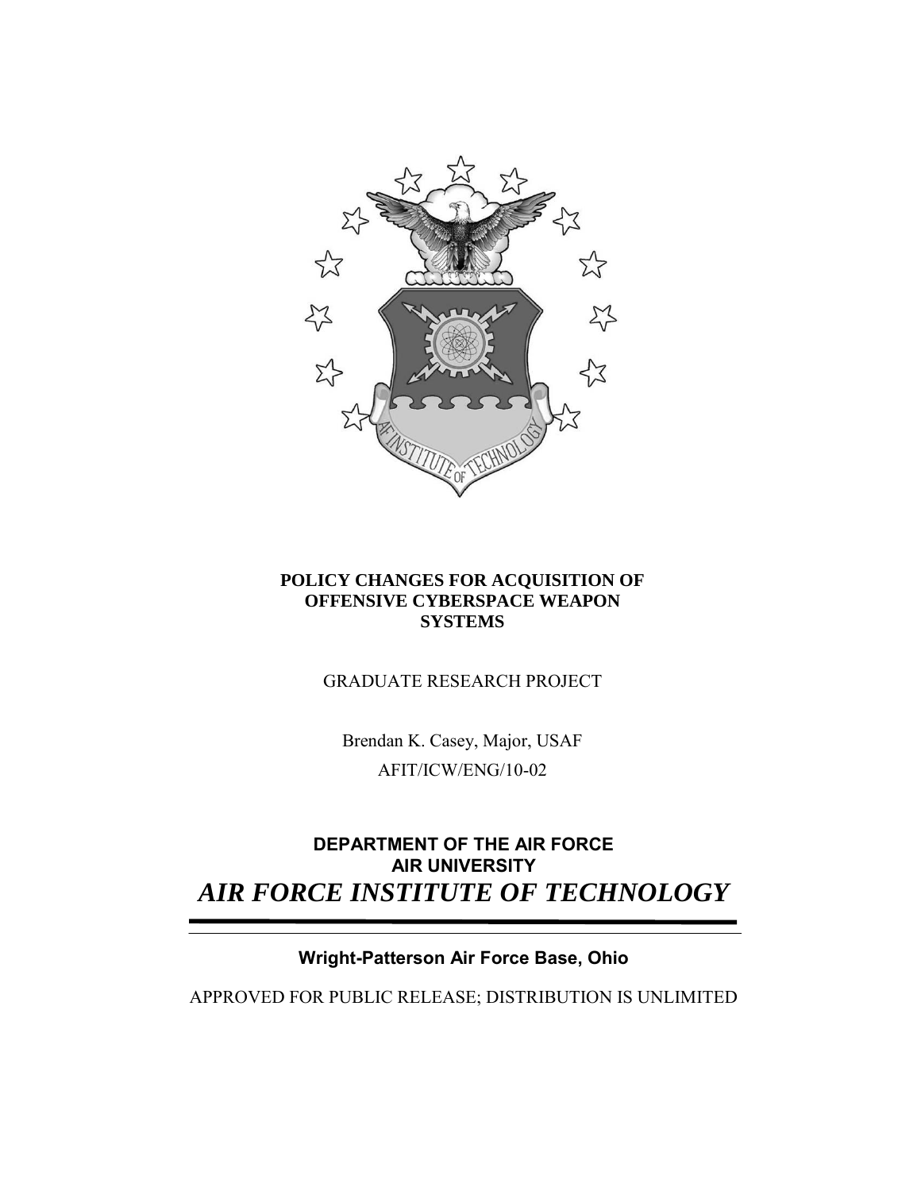**POLICY CHANGES FOR ACQUISITION OF OFFENSIVE CYBERSPACE WEAPON SYSTEMS**

GRADUATE RESEARCH PROJECT

Brendan K. Casey, Major, USAF

AFIT/ICW/ENG/10-02

**DEPARTMENT OF THE AIR FORCE**
**AIR UNIVERSITY**

***AIR FORCE INSTITUTE OF TECHNOLOGY***

---

**Wright-Patterson Air Force Base, Ohio**

APPROVED FOR PUBLIC RELEASE; DISTRIBUTION IS UNLIMITED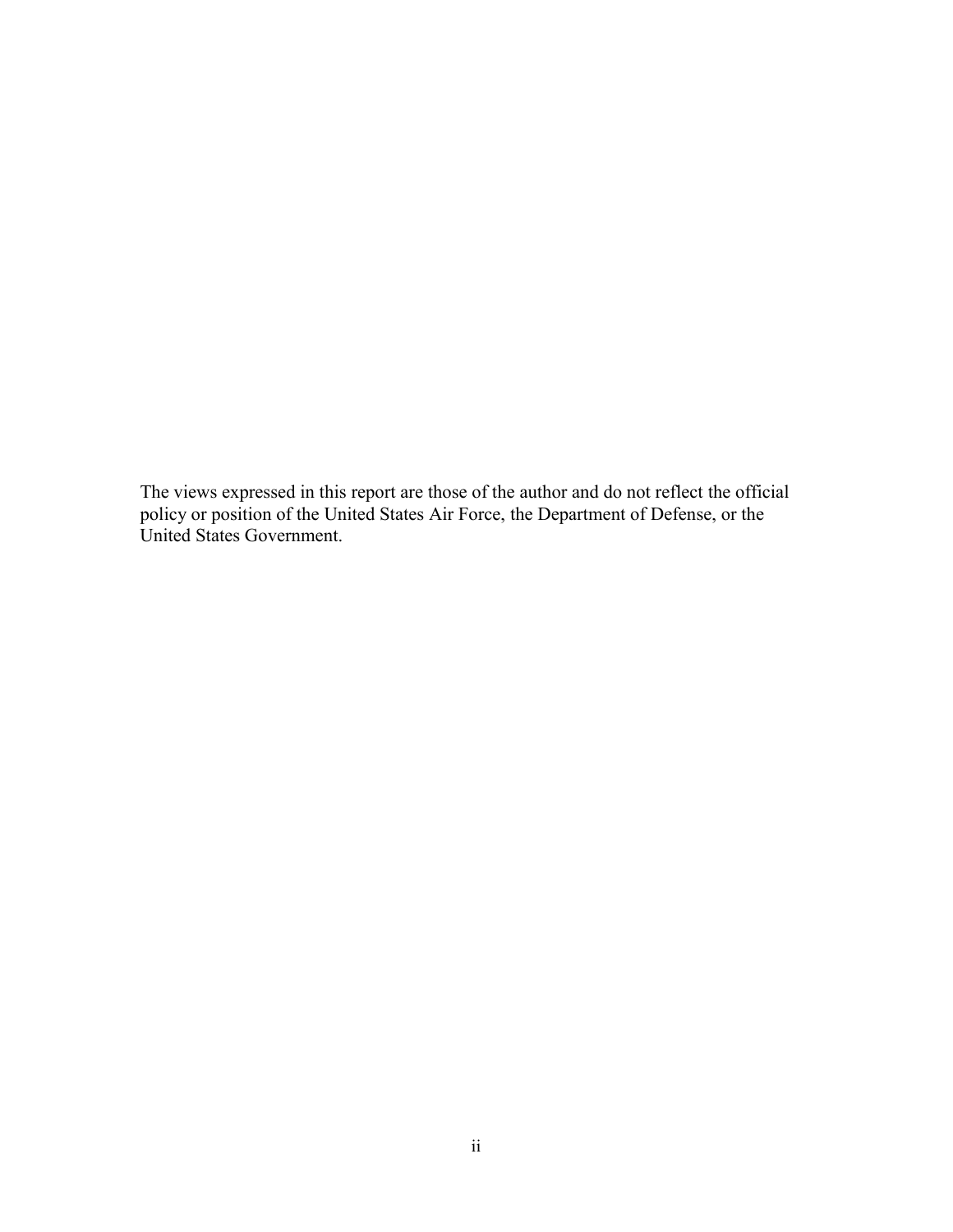The views expressed in this report are those of the author and do not reflect the official policy or position of the United States Air Force, the Department of Defense, or the United States Government.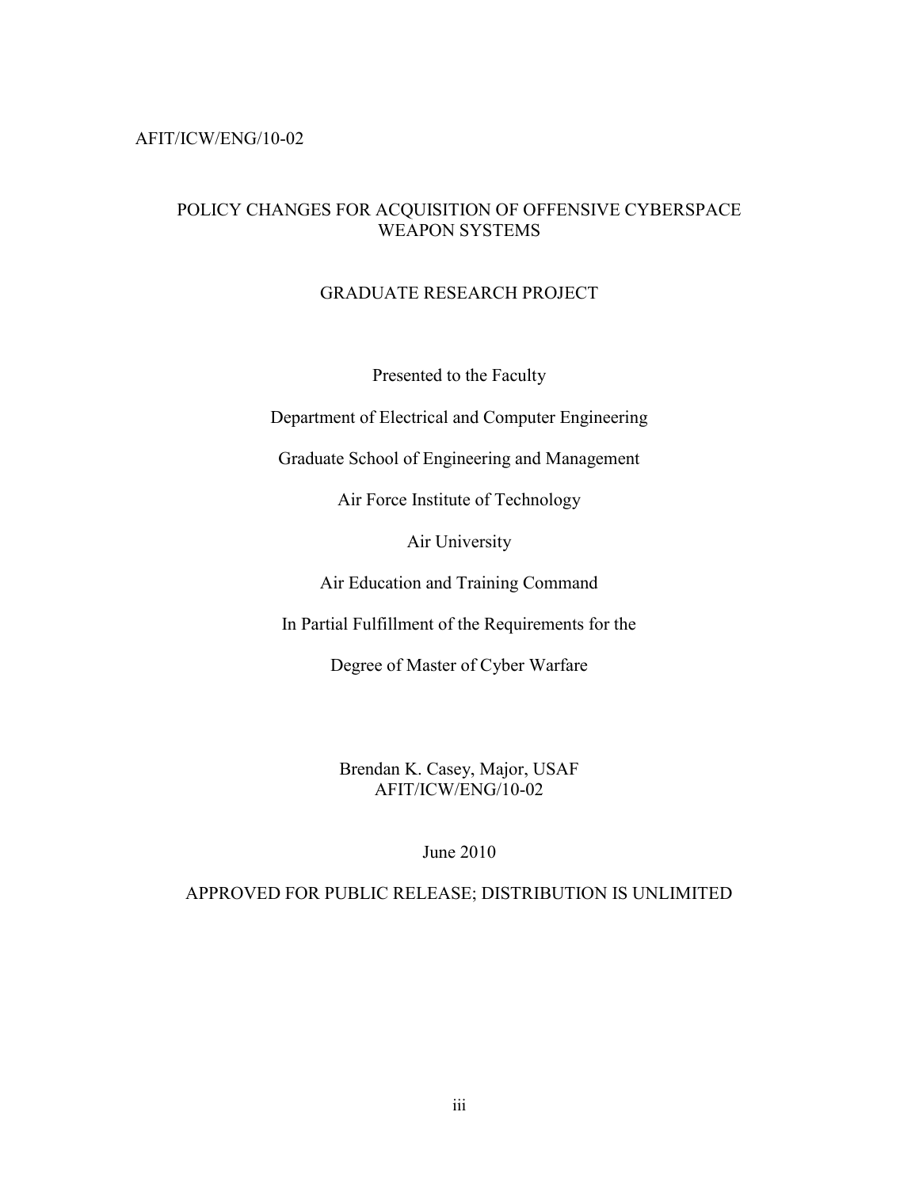AFIT/ICW/ENG/10-02

# POLICY CHANGES FOR ACQUISITION OF OFFENSIVE CYBERSPACE WEAPON SYSTEMS

## GRADUATE RESEARCH PROJECT

Presented to the Faculty

Department of Electrical and Computer Engineering

Graduate School of Engineering and Management

Air Force Institute of Technology

Air University

Air Education and Training Command

In Partial Fulfillment of the Requirements for the

Degree of Master of Cyber Warfare

Brendan K. Casey, Major, USAF
AFIT/ICW/ENG/10-02

June 2010

APPROVED FOR PUBLIC RELEASE; DISTRIBUTION IS UNLIMITED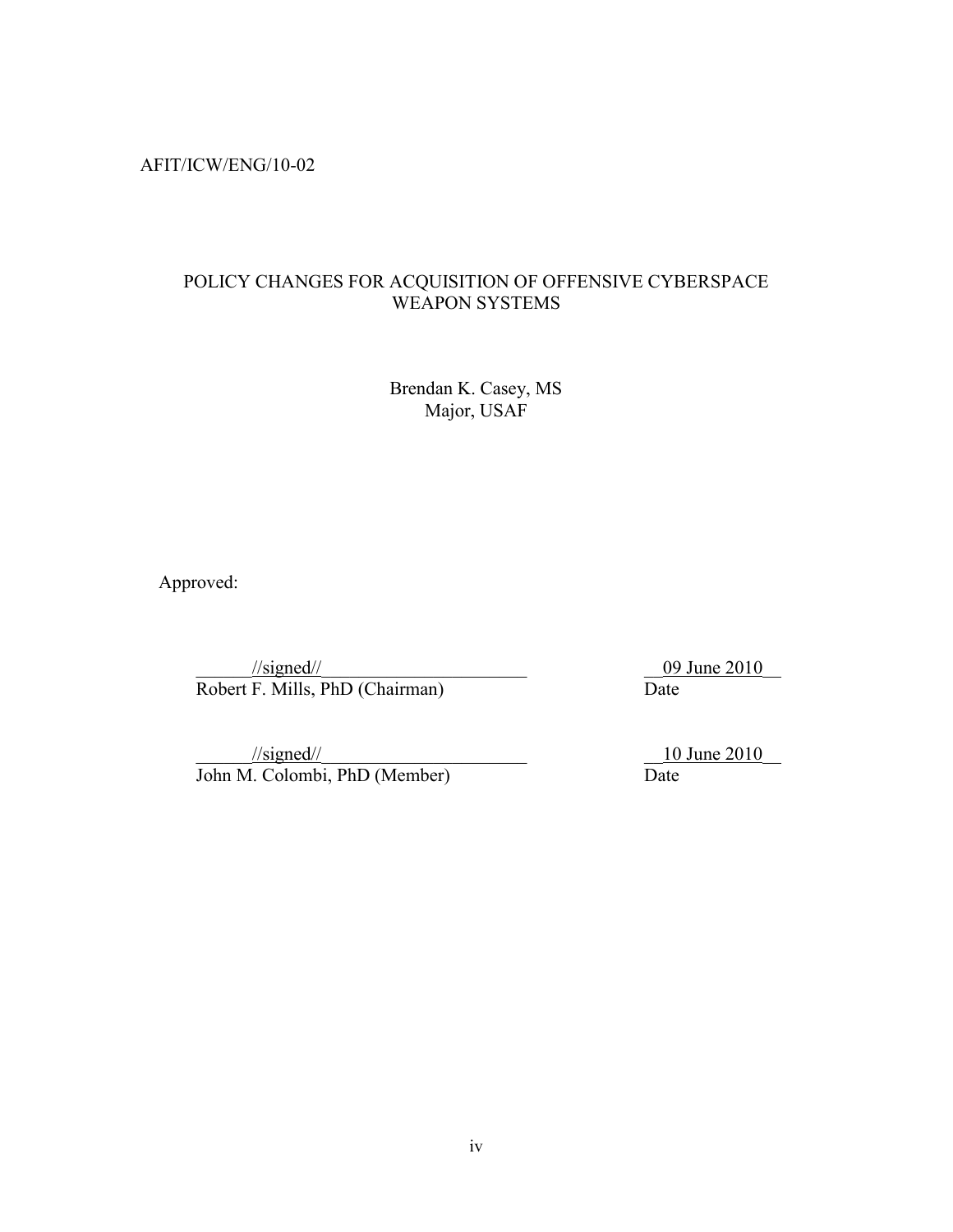AFIT/ICW/ENG/10-02

POLICY CHANGES FOR ACQUISITION OF OFFENSIVE CYBERSPACE WEAPON SYSTEMS

Brendan K. Casey, MS
Major, USAF

Approved:

//signed// — 09 June 2010
Robert F. Mills, PhD (Chairman) — Date

//signed// — 10 June 2010
John M. Colombi, PhD (Member) — Date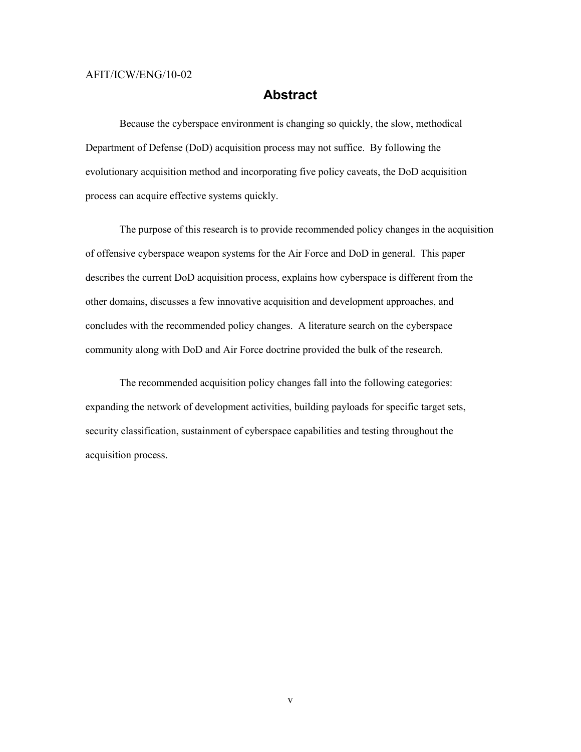AFIT/ICW/ENG/10-02

# Abstract

Because the cyberspace environment is changing so quickly, the slow, methodical Department of Defense (DoD) acquisition process may not suffice. By following the evolutionary acquisition method and incorporating five policy caveats, the DoD acquisition process can acquire effective systems quickly.

The purpose of this research is to provide recommended policy changes in the acquisition of offensive cyberspace weapon systems for the Air Force and DoD in general. This paper describes the current DoD acquisition process, explains how cyberspace is different from the other domains, discusses a few innovative acquisition and development approaches, and concludes with the recommended policy changes. A literature search on the cyberspace community along with DoD and Air Force doctrine provided the bulk of the research.

The recommended acquisition policy changes fall into the following categories: expanding the network of development activities, building payloads for specific target sets, security classification, sustainment of cyberspace capabilities and testing throughout the acquisition process.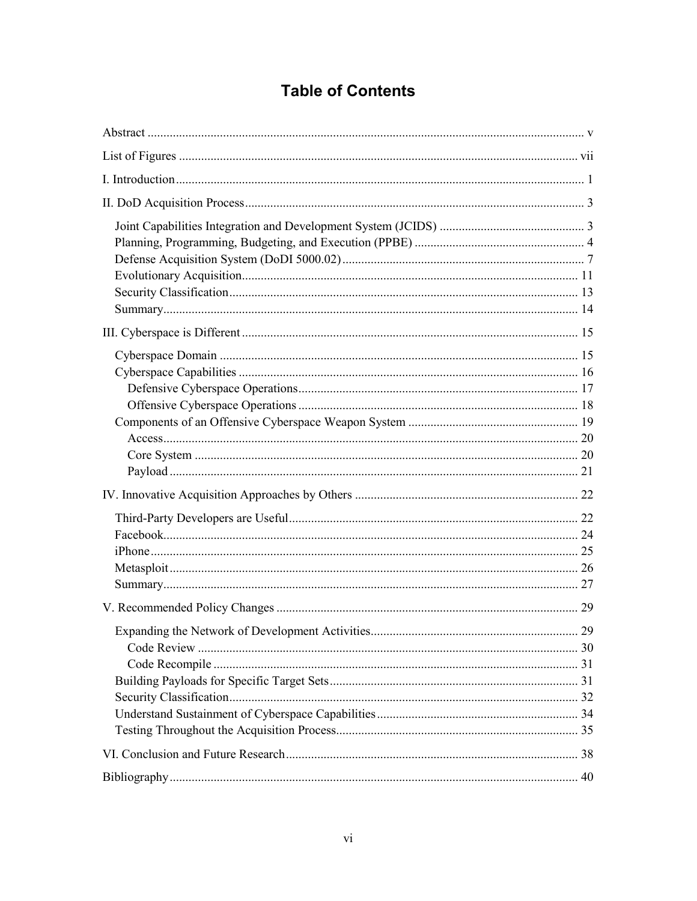# Table of Contents

Abstract ..... v

List of Figures ..... vii

I. Introduction ..... 1

II. DoD Acquisition Process ..... 3

- Joint Capabilities Integration and Development System (JCIDS) ..... 3
- Planning, Programming, Budgeting, and Execution (PPBE) ..... 4
- Defense Acquisition System (DoDI 5000.02) ..... 7
- Evolutionary Acquisition ..... 11
- Security Classification ..... 13
- Summary ..... 14

III. Cyberspace is Different ..... 15

- Cyberspace Domain ..... 15
- Cyberspace Capabilities ..... 16
  - Defensive Cyberspace Operations ..... 17
  - Offensive Cyberspace Operations ..... 18
- Components of an Offensive Cyberspace Weapon System ..... 19
  - Access ..... 20
  - Core System ..... 20
  - Payload ..... 21

IV. Innovative Acquisition Approaches by Others ..... 22

- Third-Party Developers are Useful ..... 22
- Facebook ..... 24
- iPhone ..... 25
- Metasploit ..... 26
- Summary ..... 27

V. Recommended Policy Changes ..... 29

- Expanding the Network of Development Activities ..... 29
  - Code Review ..... 30
  - Code Recompile ..... 31
- Building Payloads for Specific Target Sets ..... 31
- Security Classification ..... 32
- Understand Sustainment of Cyberspace Capabilities ..... 34
- Testing Throughout the Acquisition Process ..... 35

VI. Conclusion and Future Research ..... 38

Bibliography ..... 40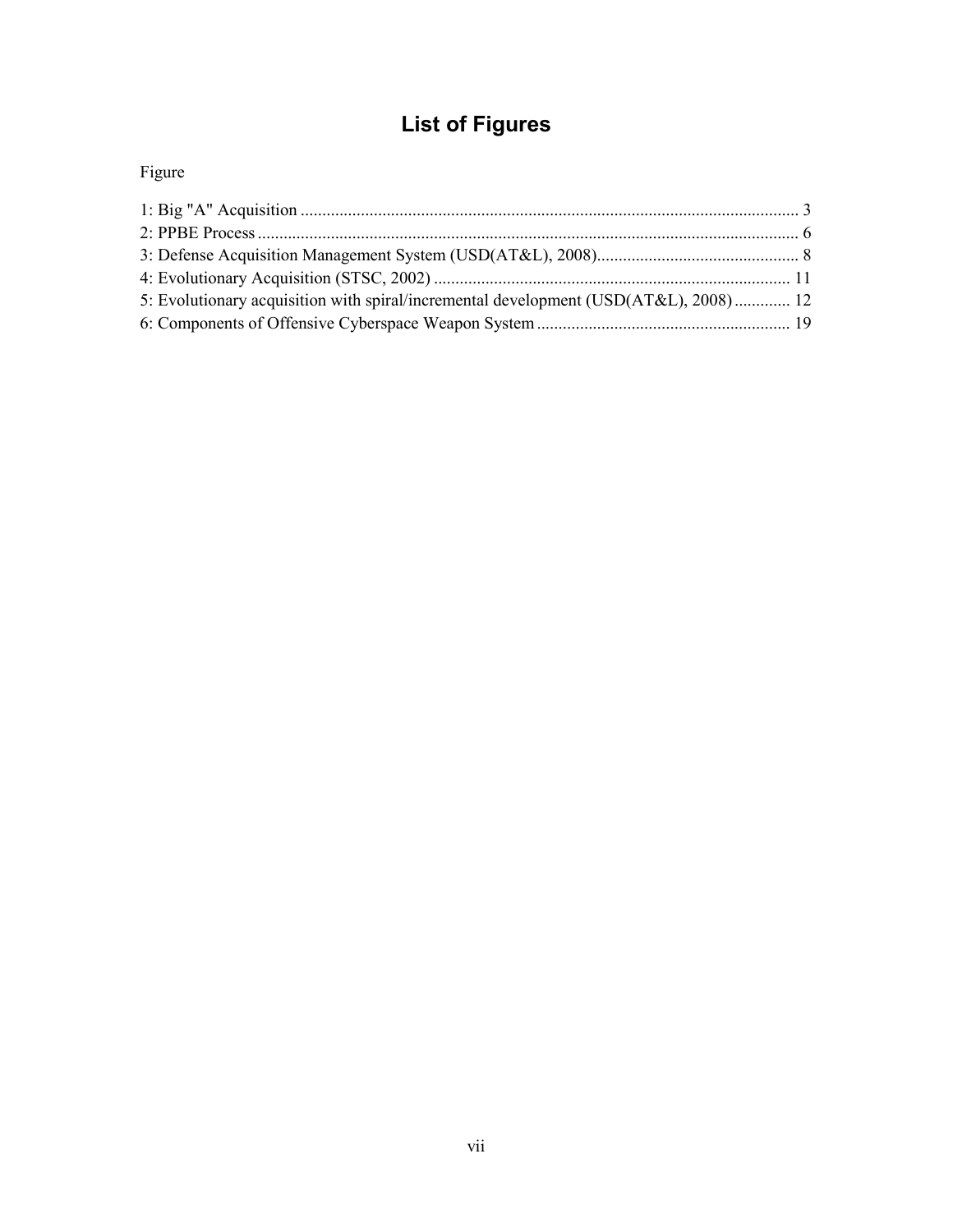# List of Figures

Figure

1: Big "A" Acquisition .................................................................................................................... 3
2: PPBE Process .............................................................................................................................. 6
3: Defense Acquisition Management System (USD(AT&L), 2008)............................................... 8
4: Evolutionary Acquisition (STSC, 2002) .................................................................................. 11
5: Evolutionary acquisition with spiral/incremental development (USD(AT&L), 2008) ............. 12
6: Components of Offensive Cyberspace Weapon System ........................................................... 19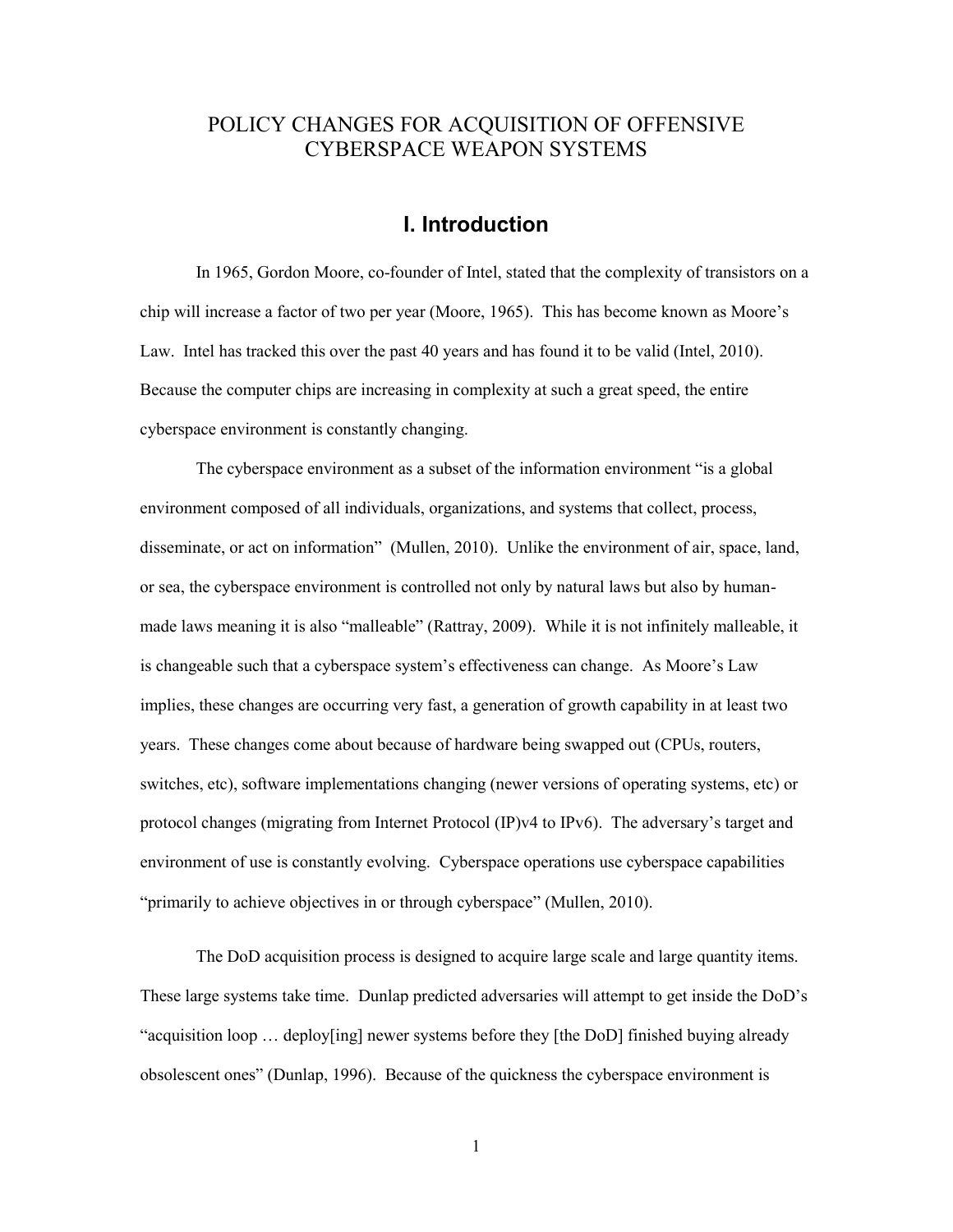# POLICY CHANGES FOR ACQUISITION OF OFFENSIVE CYBERSPACE WEAPON SYSTEMS

## I. Introduction

In 1965, Gordon Moore, co-founder of Intel, stated that the complexity of transistors on a chip will increase a factor of two per year (Moore, 1965). This has become known as Moore's Law. Intel has tracked this over the past 40 years and has found it to be valid (Intel, 2010). Because the computer chips are increasing in complexity at such a great speed, the entire cyberspace environment is constantly changing.

The cyberspace environment as a subset of the information environment "is a global environment composed of all individuals, organizations, and systems that collect, process, disseminate, or act on information" (Mullen, 2010). Unlike the environment of air, space, land, or sea, the cyberspace environment is controlled not only by natural laws but also by human-made laws meaning it is also "malleable" (Rattray, 2009). While it is not infinitely malleable, it is changeable such that a cyberspace system's effectiveness can change. As Moore's Law implies, these changes are occurring very fast, a generation of growth capability in at least two years. These changes come about because of hardware being swapped out (CPUs, routers, switches, etc), software implementations changing (newer versions of operating systems, etc) or protocol changes (migrating from Internet Protocol (IP)v4 to IPv6). The adversary's target and environment of use is constantly evolving. Cyberspace operations use cyberspace capabilities "primarily to achieve objectives in or through cyberspace" (Mullen, 2010).

The DoD acquisition process is designed to acquire large scale and large quantity items. These large systems take time. Dunlap predicted adversaries will attempt to get inside the DoD's "acquisition loop … deploy[ing] newer systems before they [the DoD] finished buying already obsolescent ones" (Dunlap, 1996). Because of the quickness the cyberspace environment is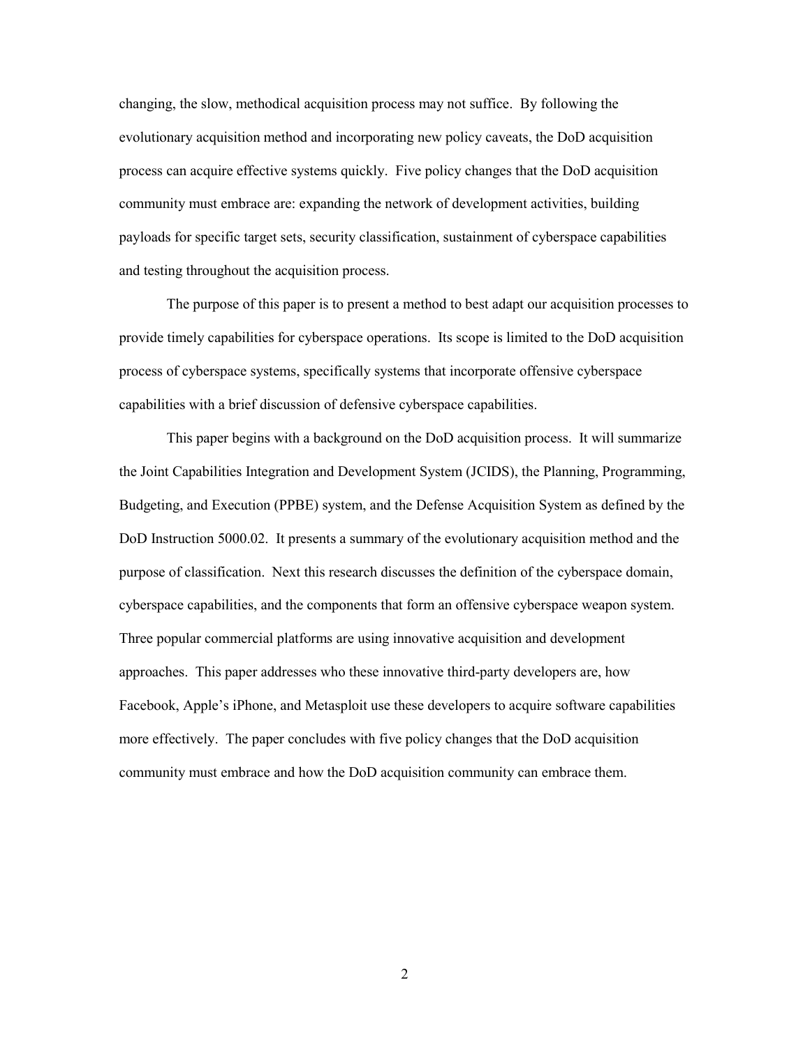changing, the slow, methodical acquisition process may not suffice. By following the evolutionary acquisition method and incorporating new policy caveats, the DoD acquisition process can acquire effective systems quickly. Five policy changes that the DoD acquisition community must embrace are: expanding the network of development activities, building payloads for specific target sets, security classification, sustainment of cyberspace capabilities and testing throughout the acquisition process.

The purpose of this paper is to present a method to best adapt our acquisition processes to provide timely capabilities for cyberspace operations. Its scope is limited to the DoD acquisition process of cyberspace systems, specifically systems that incorporate offensive cyberspace capabilities with a brief discussion of defensive cyberspace capabilities.

This paper begins with a background on the DoD acquisition process. It will summarize the Joint Capabilities Integration and Development System (JCIDS), the Planning, Programming, Budgeting, and Execution (PPBE) system, and the Defense Acquisition System as defined by the DoD Instruction 5000.02. It presents a summary of the evolutionary acquisition method and the purpose of classification. Next this research discusses the definition of the cyberspace domain, cyberspace capabilities, and the components that form an offensive cyberspace weapon system. Three popular commercial platforms are using innovative acquisition and development approaches. This paper addresses who these innovative third-party developers are, how Facebook, Apple's iPhone, and Metasploit use these developers to acquire software capabilities more effectively. The paper concludes with five policy changes that the DoD acquisition community must embrace and how the DoD acquisition community can embrace them.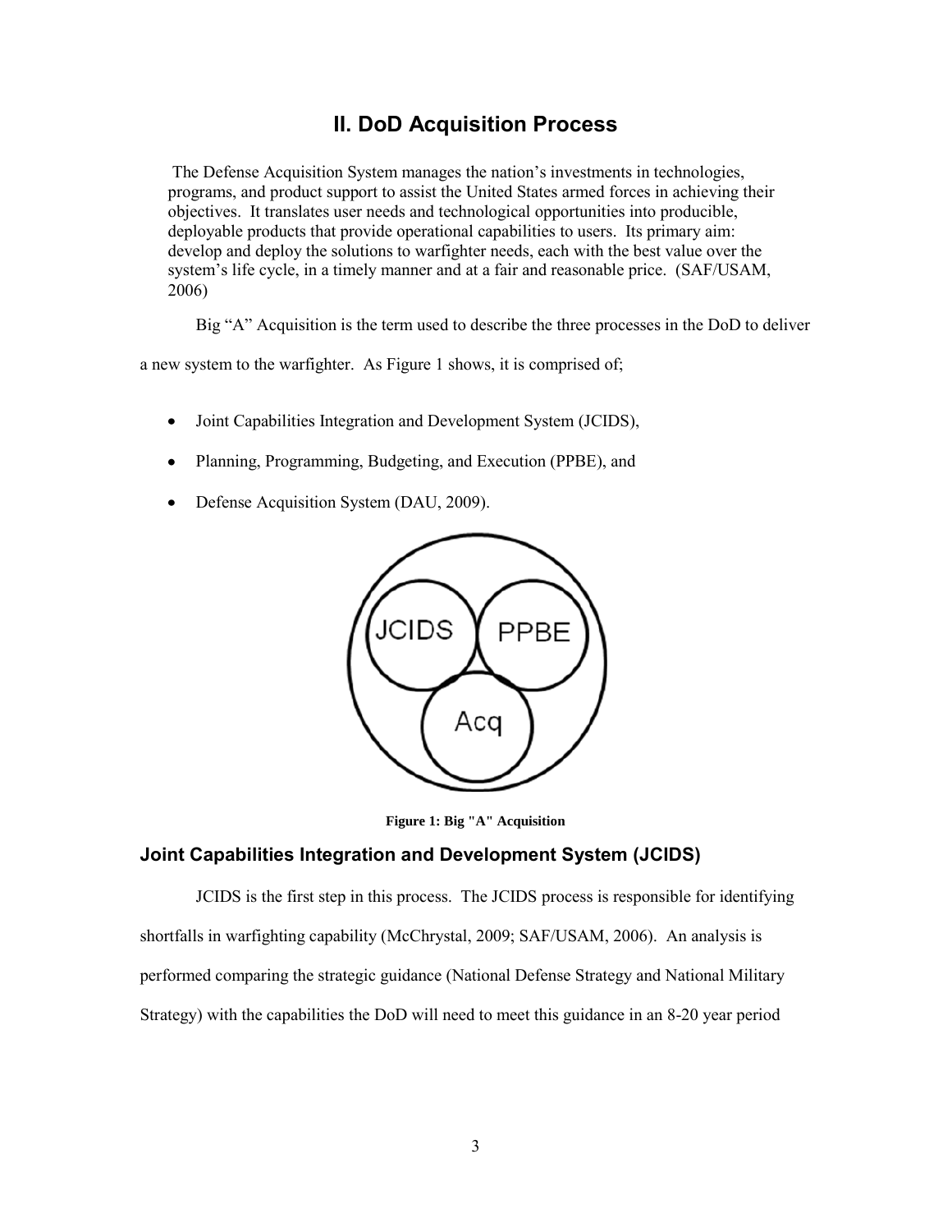# II. DoD Acquisition Process

> The Defense Acquisition System manages the nation's investments in technologies, programs, and product support to assist the United States armed forces in achieving their objectives. It translates user needs and technological opportunities into producible, deployable products that provide operational capabilities to users. Its primary aim: develop and deploy the solutions to warfighter needs, each with the best value over the system's life cycle, in a timely manner and at a fair and reasonable price. (SAF/USAM, 2006)

Big "A" Acquisition is the term used to describe the three processes in the DoD to deliver a new system to the warfighter. As Figure 1 shows, it is comprised of;

- Joint Capabilities Integration and Development System (JCIDS),
- Planning, Programming, Budgeting, and Execution (PPBE), and
- Defense Acquisition System (DAU, 2009).

**Figure 1: Big "A" Acquisition**

## Joint Capabilities Integration and Development System (JCIDS)

JCIDS is the first step in this process. The JCIDS process is responsible for identifying shortfalls in warfighting capability (McChrystal, 2009; SAF/USAM, 2006). An analysis is performed comparing the strategic guidance (National Defense Strategy and National Military Strategy) with the capabilities the DoD will need to meet this guidance in an 8-20 year period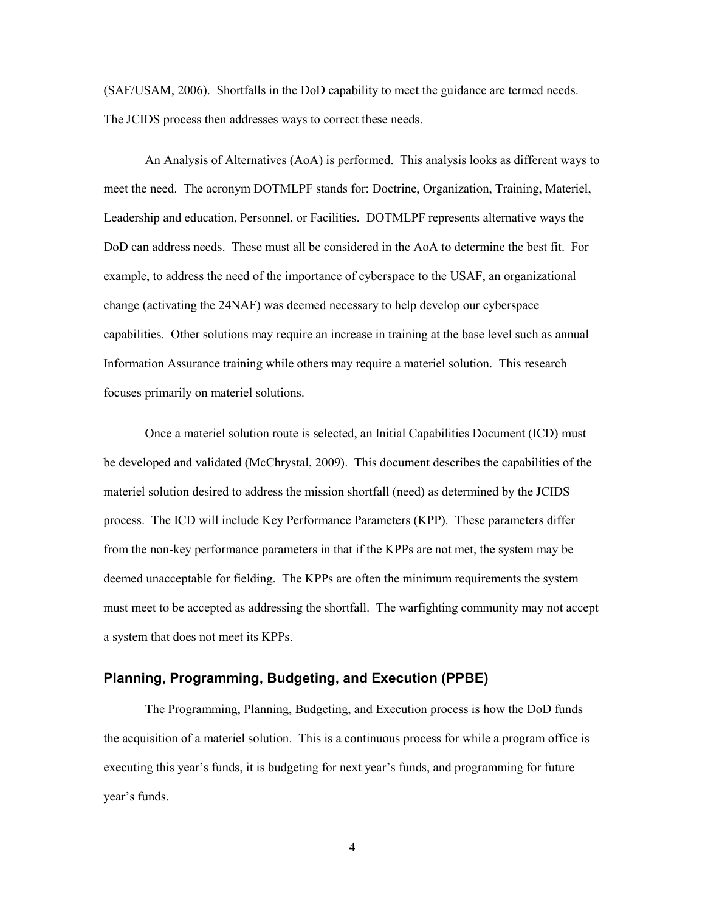(SAF/USAM, 2006). Shortfalls in the DoD capability to meet the guidance are termed needs. The JCIDS process then addresses ways to correct these needs.

An Analysis of Alternatives (AoA) is performed. This analysis looks as different ways to meet the need. The acronym DOTMLPF stands for: Doctrine, Organization, Training, Materiel, Leadership and education, Personnel, or Facilities. DOTMLPF represents alternative ways the DoD can address needs. These must all be considered in the AoA to determine the best fit. For example, to address the need of the importance of cyberspace to the USAF, an organizational change (activating the 24NAF) was deemed necessary to help develop our cyberspace capabilities. Other solutions may require an increase in training at the base level such as annual Information Assurance training while others may require a materiel solution. This research focuses primarily on materiel solutions.

Once a materiel solution route is selected, an Initial Capabilities Document (ICD) must be developed and validated (McChrystal, 2009). This document describes the capabilities of the materiel solution desired to address the mission shortfall (need) as determined by the JCIDS process. The ICD will include Key Performance Parameters (KPP). These parameters differ from the non-key performance parameters in that if the KPPs are not met, the system may be deemed unacceptable for fielding. The KPPs are often the minimum requirements the system must meet to be accepted as addressing the shortfall. The warfighting community may not accept a system that does not meet its KPPs.

## Planning, Programming, Budgeting, and Execution (PPBE)

The Programming, Planning, Budgeting, and Execution process is how the DoD funds the acquisition of a materiel solution. This is a continuous process for while a program office is executing this year's funds, it is budgeting for next year's funds, and programming for future year's funds.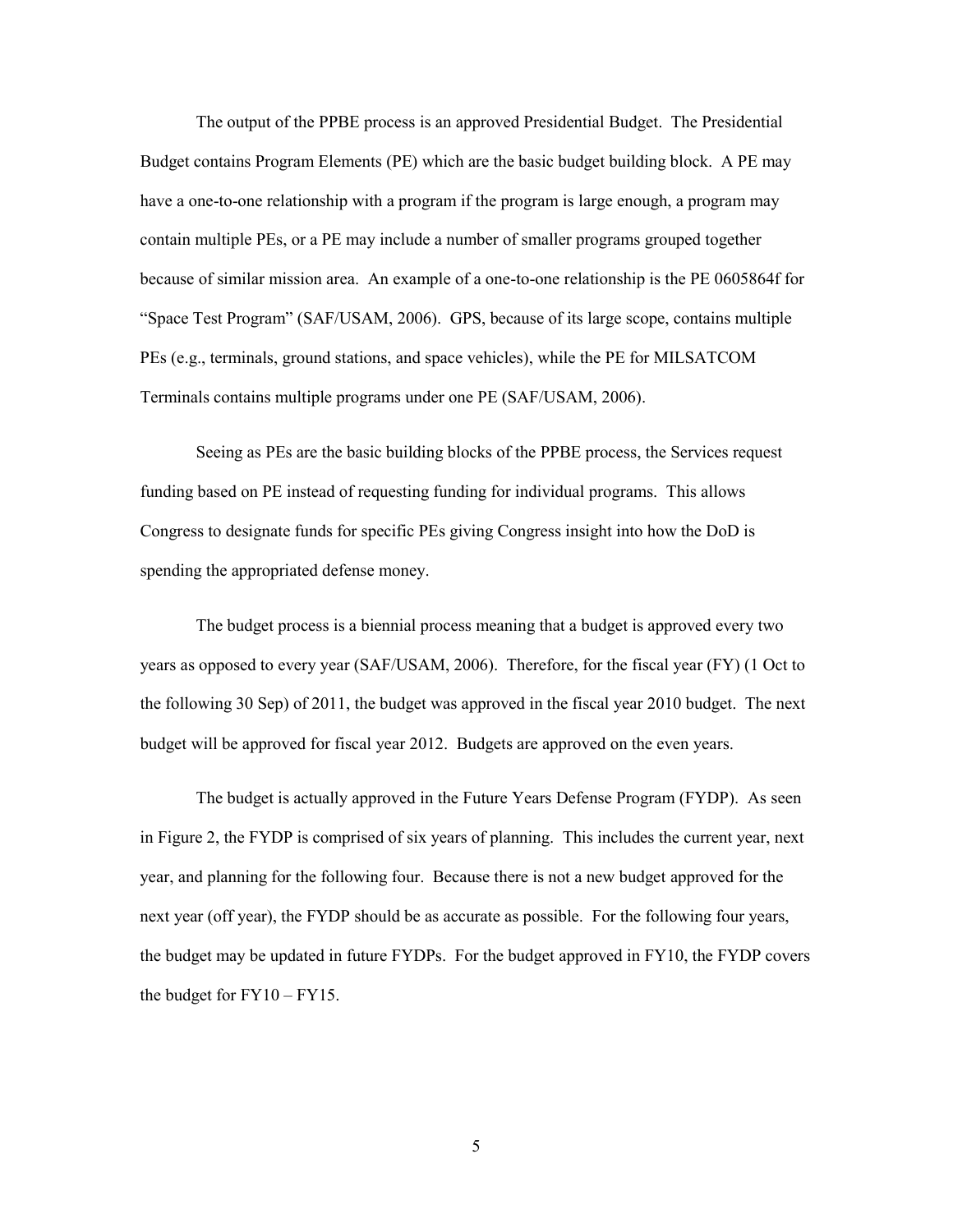The output of the PPBE process is an approved Presidential Budget. The Presidential Budget contains Program Elements (PE) which are the basic budget building block. A PE may have a one-to-one relationship with a program if the program is large enough, a program may contain multiple PEs, or a PE may include a number of smaller programs grouped together because of similar mission area. An example of a one-to-one relationship is the PE 0605864f for "Space Test Program" (SAF/USAM, 2006). GPS, because of its large scope, contains multiple PEs (e.g., terminals, ground stations, and space vehicles), while the PE for MILSATCOM Terminals contains multiple programs under one PE (SAF/USAM, 2006).

Seeing as PEs are the basic building blocks of the PPBE process, the Services request funding based on PE instead of requesting funding for individual programs. This allows Congress to designate funds for specific PEs giving Congress insight into how the DoD is spending the appropriated defense money.

The budget process is a biennial process meaning that a budget is approved every two years as opposed to every year (SAF/USAM, 2006). Therefore, for the fiscal year (FY) (1 Oct to the following 30 Sep) of 2011, the budget was approved in the fiscal year 2010 budget. The next budget will be approved for fiscal year 2012. Budgets are approved on the even years.

The budget is actually approved in the Future Years Defense Program (FYDP). As seen in Figure 2, the FYDP is comprised of six years of planning. This includes the current year, next year, and planning for the following four. Because there is not a new budget approved for the next year (off year), the FYDP should be as accurate as possible. For the following four years, the budget may be updated in future FYDPs. For the budget approved in FY10, the FYDP covers the budget for FY10 – FY15.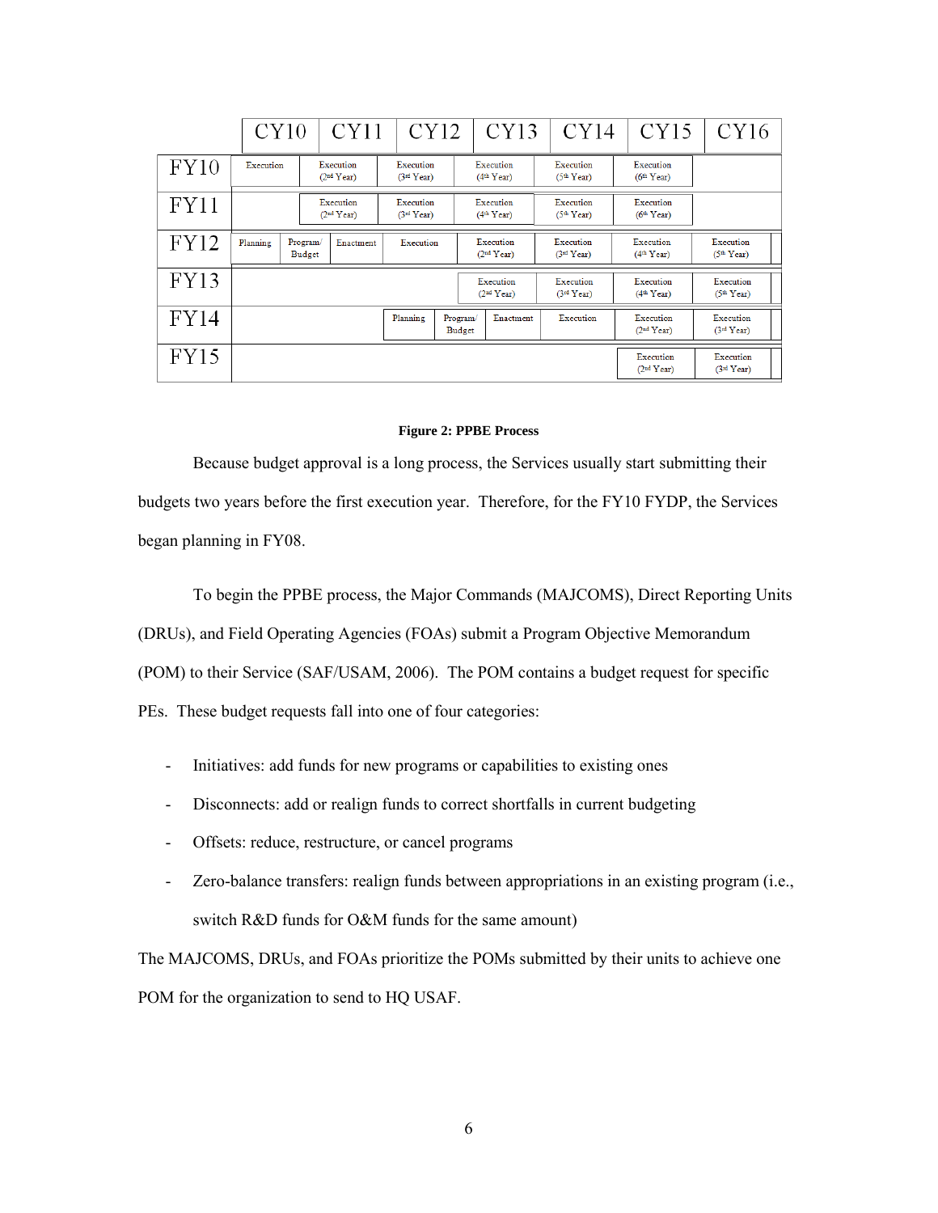| | CY10 | CY11 | CY12 | CY13 | CY14 | CY15 | CY16 |
|---|---|---|---|---|---|---|---|
| FY10 | Execution | Execution (2nd Year) | Execution (3rd Year) | Execution (4th Year) | Execution (5th Year) | Execution (6th Year) | |
| FY11 | | Execution (2nd Year) | Execution (3rd Year) | Execution (4th Year) | Execution (5th Year) | Execution (6th Year) | |
| FY12 | Planning; Program/Budget | Enactment | Execution | Execution (2nd Year) | Execution (3rd Year) | Execution (4th Year) | Execution (5th Year) |
| FY13 | | | | Execution (2nd Year) | Execution (3rd Year) | Execution (4th Year) | Execution (5th Year) |
| FY14 | | | Planning; Program/Budget | Enactment | Execution | Execution (2nd Year) | Execution (3rd Year) |
| FY15 | | | | | | Execution (2nd Year) | Execution (3rd Year) |

**Figure 2: PPBE Process**

Because budget approval is a long process, the Services usually start submitting their budgets two years before the first execution year. Therefore, for the FY10 FYDP, the Services began planning in FY08.

To begin the PPBE process, the Major Commands (MAJCOMS), Direct Reporting Units (DRUs), and Field Operating Agencies (FOAs) submit a Program Objective Memorandum (POM) to their Service (SAF/USAM, 2006). The POM contains a budget request for specific PEs. These budget requests fall into one of four categories:

- Initiatives: add funds for new programs or capabilities to existing ones
- Disconnects: add or realign funds to correct shortfalls in current budgeting
- Offsets: reduce, restructure, or cancel programs
- Zero-balance transfers: realign funds between appropriations in an existing program (i.e., switch R&D funds for O&M funds for the same amount)

The MAJCOMS, DRUs, and FOAs prioritize the POMs submitted by their units to achieve one POM for the organization to send to HQ USAF.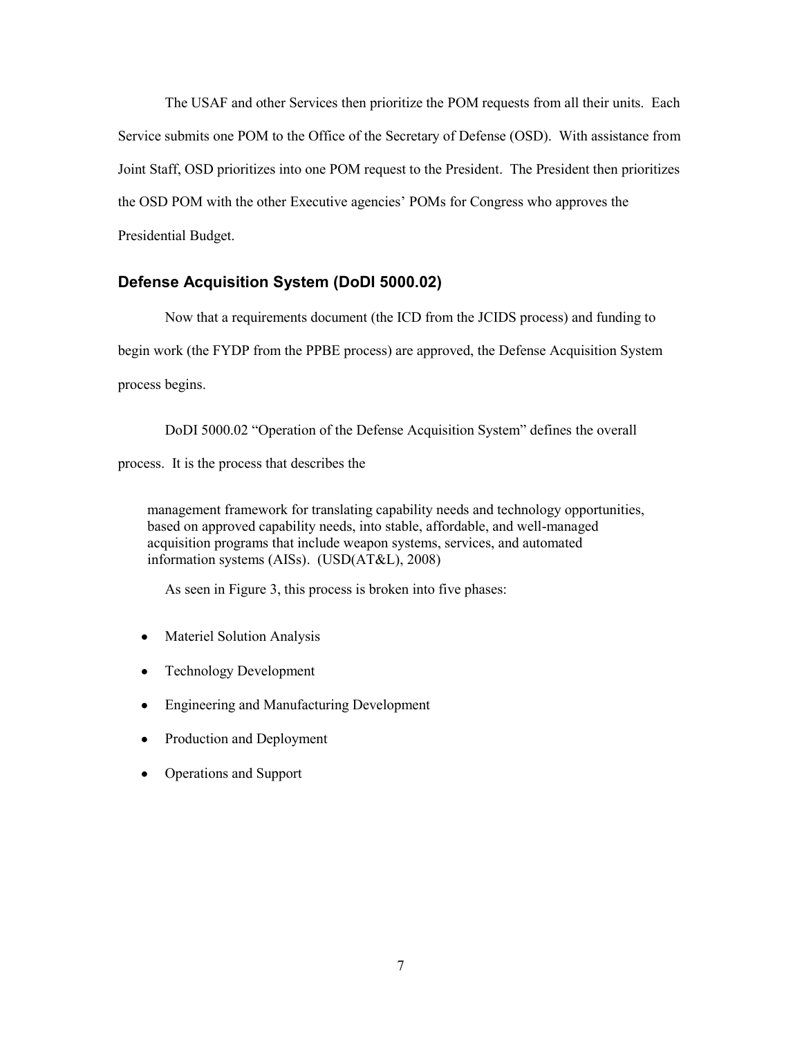The USAF and other Services then prioritize the POM requests from all their units. Each Service submits one POM to the Office of the Secretary of Defense (OSD). With assistance from Joint Staff, OSD prioritizes into one POM request to the President. The President then prioritizes the OSD POM with the other Executive agencies' POMs for Congress who approves the Presidential Budget.

## Defense Acquisition System (DoDI 5000.02)

Now that a requirements document (the ICD from the JCIDS process) and funding to begin work (the FYDP from the PPBE process) are approved, the Defense Acquisition System process begins.

DoDI 5000.02 "Operation of the Defense Acquisition System" defines the overall process. It is the process that describes the

> management framework for translating capability needs and technology opportunities, based on approved capability needs, into stable, affordable, and well-managed acquisition programs that include weapon systems, services, and automated information systems (AISs). (USD(AT&L), 2008)

As seen in Figure 3, this process is broken into five phases:

- Materiel Solution Analysis
- Technology Development
- Engineering and Manufacturing Development
- Production and Deployment
- Operations and Support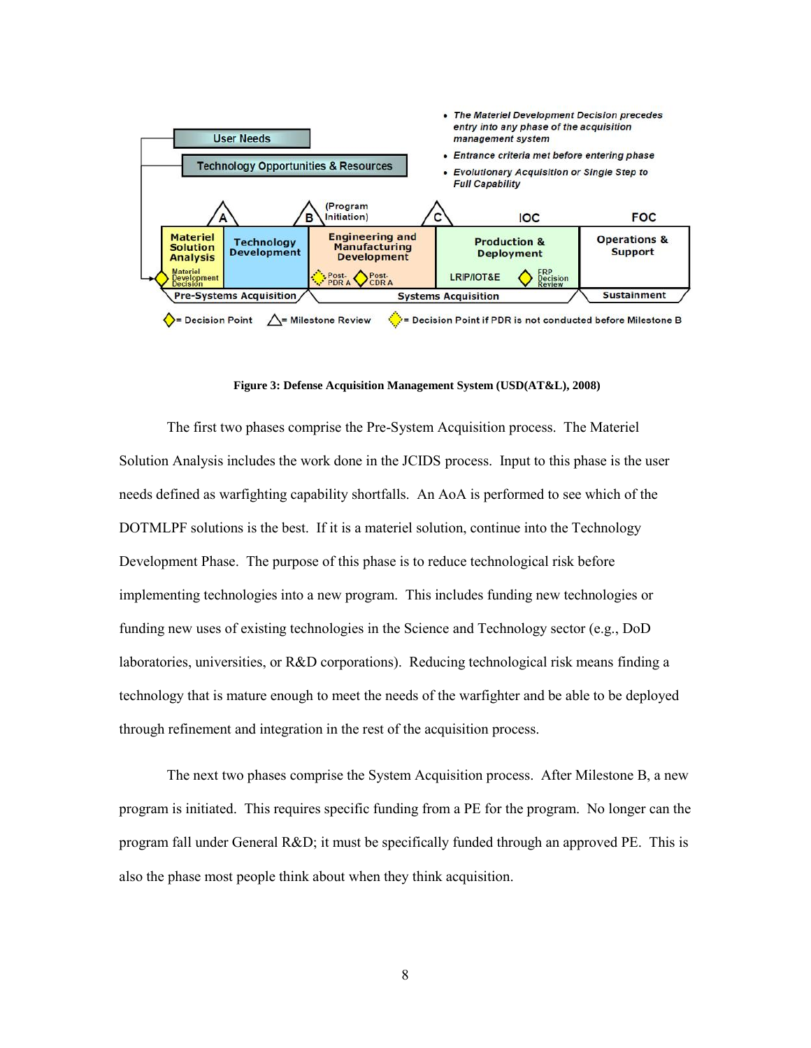**Figure 3: Defense Acquisition Management System (USD(AT&L), 2008)**

The first two phases comprise the Pre-System Acquisition process. The Materiel Solution Analysis includes the work done in the JCIDS process. Input to this phase is the user needs defined as warfighting capability shortfalls. An AoA is performed to see which of the DOTMLPF solutions is the best. If it is a materiel solution, continue into the Technology Development Phase. The purpose of this phase is to reduce technological risk before implementing technologies into a new program. This includes funding new technologies or funding new uses of existing technologies in the Science and Technology sector (e.g., DoD laboratories, universities, or R&D corporations). Reducing technological risk means finding a technology that is mature enough to meet the needs of the warfighter and be able to be deployed through refinement and integration in the rest of the acquisition process.

The next two phases comprise the System Acquisition process. After Milestone B, a new program is initiated. This requires specific funding from a PE for the program. No longer can the program fall under General R&D; it must be specifically funded through an approved PE. This is also the phase most people think about when they think acquisition.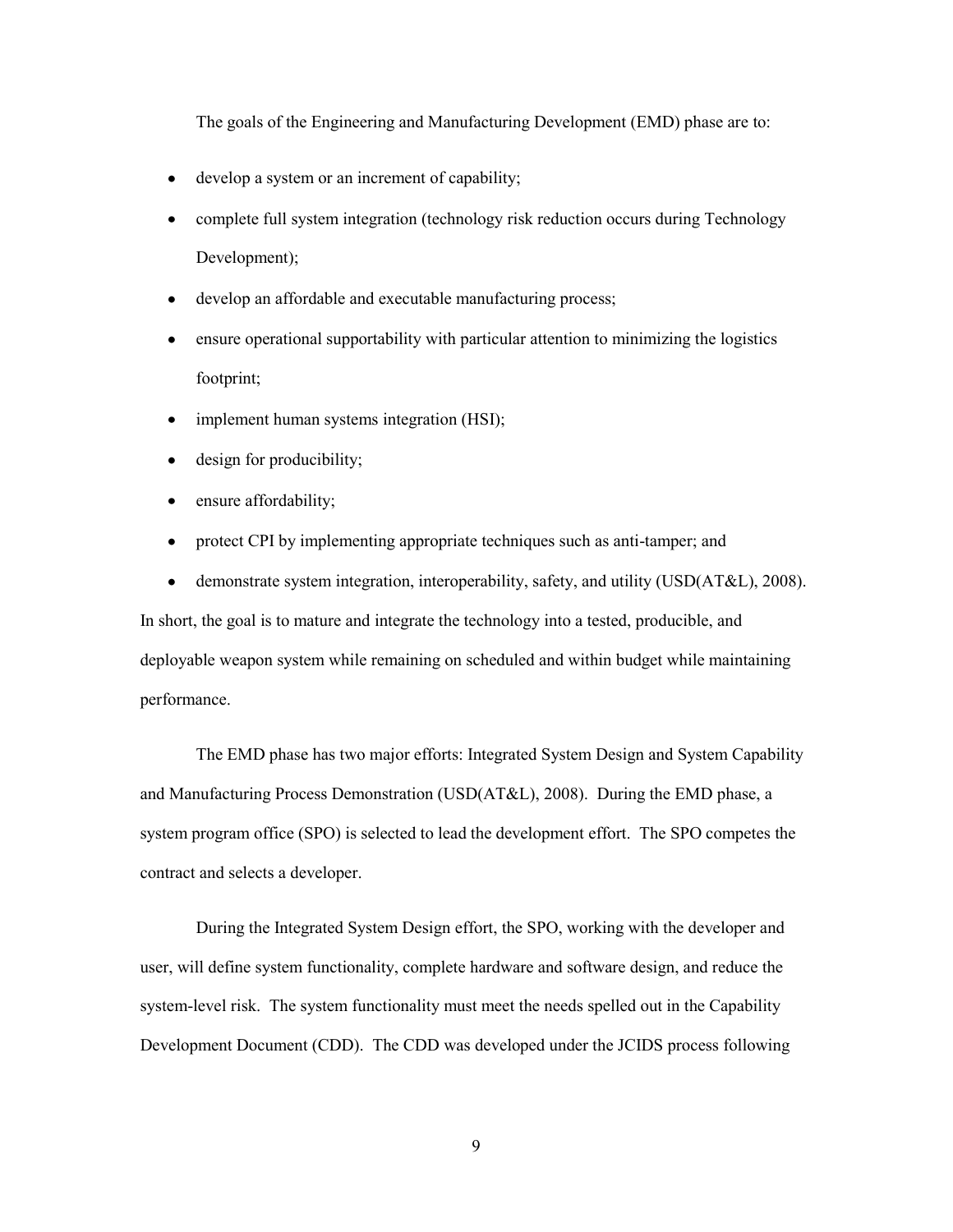The goals of the Engineering and Manufacturing Development (EMD) phase are to:

- develop a system or an increment of capability;
- complete full system integration (technology risk reduction occurs during Technology Development);
- develop an affordable and executable manufacturing process;
- ensure operational supportability with particular attention to minimizing the logistics footprint;
- implement human systems integration (HSI);
- design for producibility;
- ensure affordability;
- protect CPI by implementing appropriate techniques such as anti-tamper; and
- demonstrate system integration, interoperability, safety, and utility (USD(AT&L), 2008).

In short, the goal is to mature and integrate the technology into a tested, producible, and deployable weapon system while remaining on scheduled and within budget while maintaining performance.

The EMD phase has two major efforts: Integrated System Design and System Capability and Manufacturing Process Demonstration (USD(AT&L), 2008). During the EMD phase, a system program office (SPO) is selected to lead the development effort. The SPO competes the contract and selects a developer.

During the Integrated System Design effort, the SPO, working with the developer and user, will define system functionality, complete hardware and software design, and reduce the system-level risk. The system functionality must meet the needs spelled out in the Capability Development Document (CDD). The CDD was developed under the JCIDS process following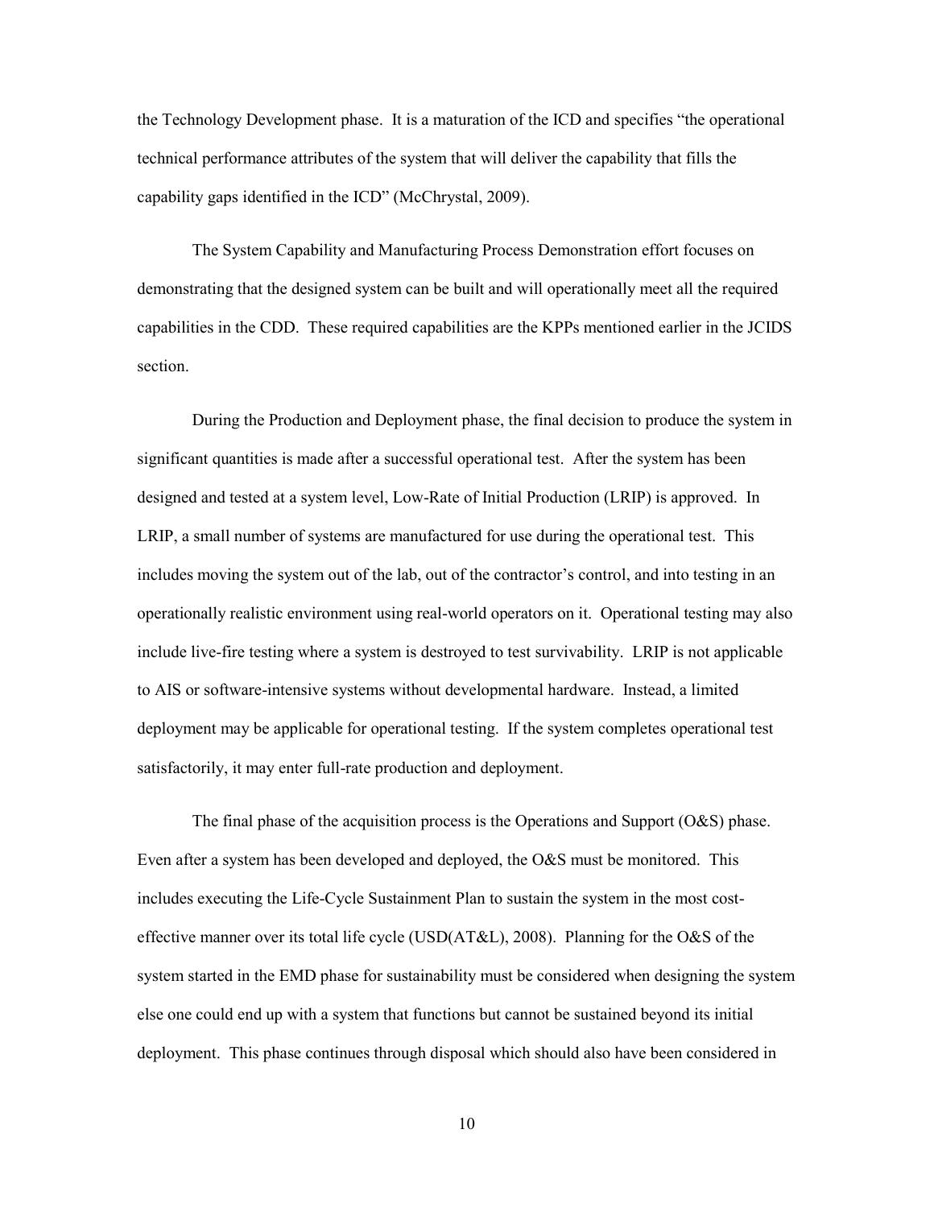the Technology Development phase. It is a maturation of the ICD and specifies "the operational technical performance attributes of the system that will deliver the capability that fills the capability gaps identified in the ICD" (McChrystal, 2009).

The System Capability and Manufacturing Process Demonstration effort focuses on demonstrating that the designed system can be built and will operationally meet all the required capabilities in the CDD. These required capabilities are the KPPs mentioned earlier in the JCIDS section.

During the Production and Deployment phase, the final decision to produce the system in significant quantities is made after a successful operational test. After the system has been designed and tested at a system level, Low-Rate of Initial Production (LRIP) is approved. In LRIP, a small number of systems are manufactured for use during the operational test. This includes moving the system out of the lab, out of the contractor's control, and into testing in an operationally realistic environment using real-world operators on it. Operational testing may also include live-fire testing where a system is destroyed to test survivability. LRIP is not applicable to AIS or software-intensive systems without developmental hardware. Instead, a limited deployment may be applicable for operational testing. If the system completes operational test satisfactorily, it may enter full-rate production and deployment.

The final phase of the acquisition process is the Operations and Support (O&S) phase. Even after a system has been developed and deployed, the O&S must be monitored. This includes executing the Life-Cycle Sustainment Plan to sustain the system in the most cost-effective manner over its total life cycle (USD(AT&L), 2008). Planning for the O&S of the system started in the EMD phase for sustainability must be considered when designing the system else one could end up with a system that functions but cannot be sustained beyond its initial deployment. This phase continues through disposal which should also have been considered in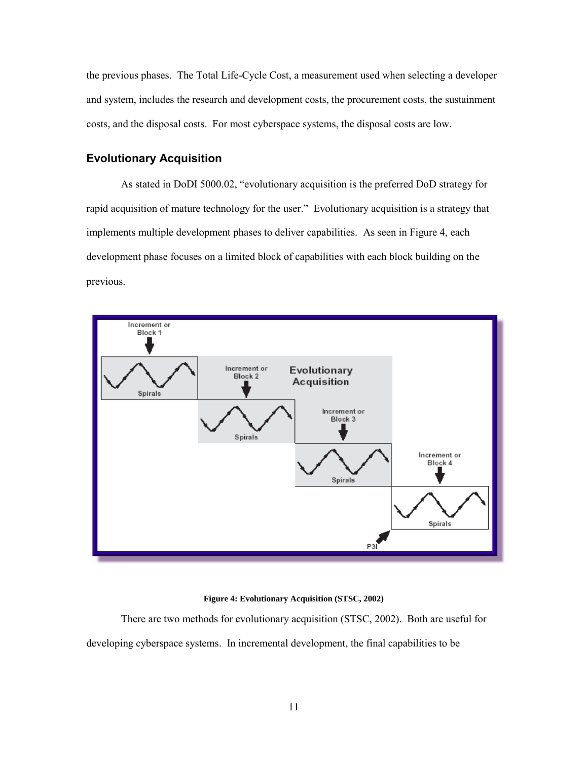the previous phases. The Total Life-Cycle Cost, a measurement used when selecting a developer and system, includes the research and development costs, the procurement costs, the sustainment costs, and the disposal costs. For most cyberspace systems, the disposal costs are low.

## Evolutionary Acquisition

As stated in DoDI 5000.02, "evolutionary acquisition is the preferred DoD strategy for rapid acquisition of mature technology for the user." Evolutionary acquisition is a strategy that implements multiple development phases to deliver capabilities. As seen in Figure 4, each development phase focuses on a limited block of capabilities with each block building on the previous.

**Figure 4: Evolutionary Acquisition (STSC, 2002)**

There are two methods for evolutionary acquisition (STSC, 2002). Both are useful for developing cyberspace systems. In incremental development, the final capabilities to be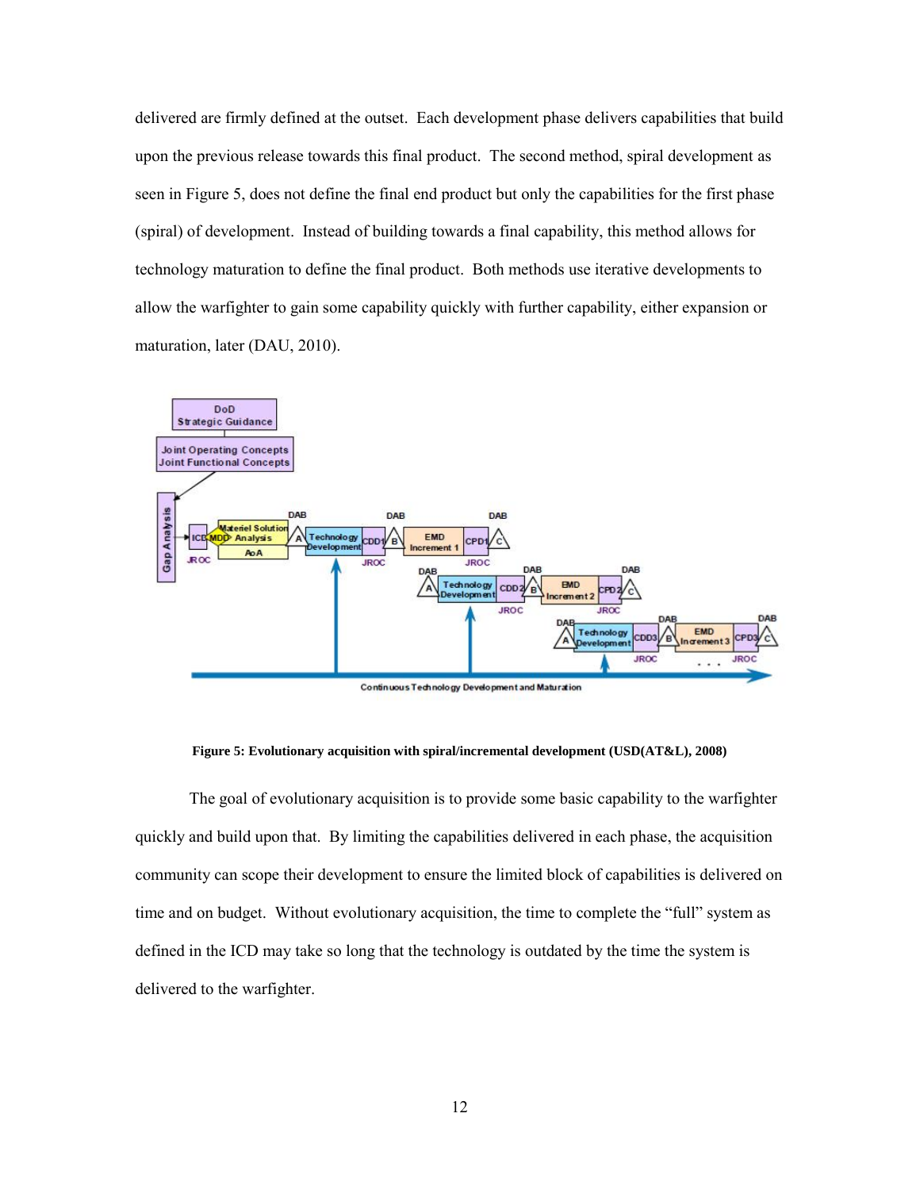delivered are firmly defined at the outset. Each development phase delivers capabilities that build upon the previous release towards this final product. The second method, spiral development as seen in Figure 5, does not define the final end product but only the capabilities for the first phase (spiral) of development. Instead of building towards a final capability, this method allows for technology maturation to define the final product. Both methods use iterative developments to allow the warfighter to gain some capability quickly with further capability, either expansion or maturation, later (DAU, 2010).

**Figure 5: Evolutionary acquisition with spiral/incremental development (USD(AT&L), 2008)**

The goal of evolutionary acquisition is to provide some basic capability to the warfighter quickly and build upon that. By limiting the capabilities delivered in each phase, the acquisition community can scope their development to ensure the limited block of capabilities is delivered on time and on budget. Without evolutionary acquisition, the time to complete the "full" system as defined in the ICD may take so long that the technology is outdated by the time the system is delivered to the warfighter.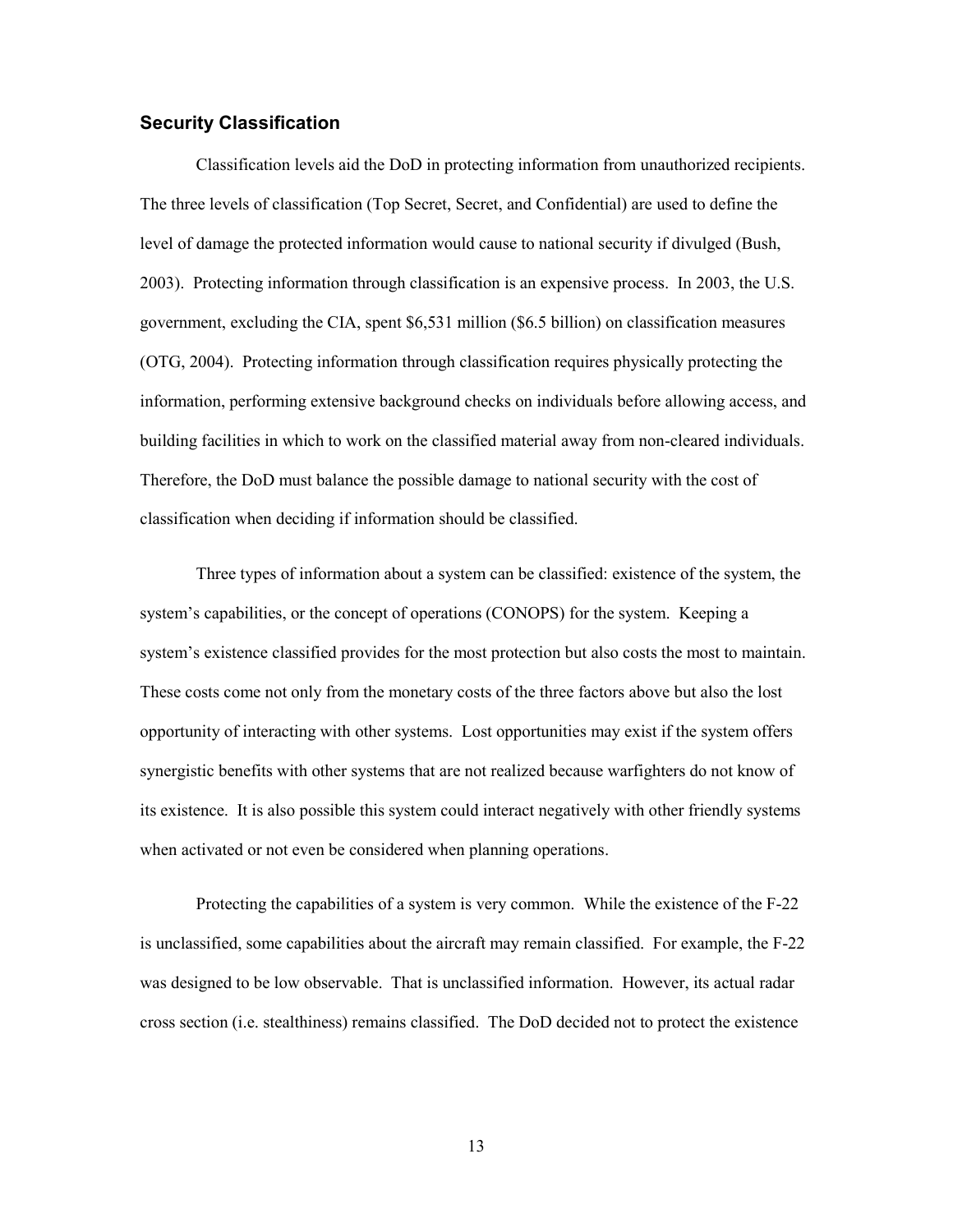### Security Classification

Classification levels aid the DoD in protecting information from unauthorized recipients. The three levels of classification (Top Secret, Secret, and Confidential) are used to define the level of damage the protected information would cause to national security if divulged (Bush, 2003). Protecting information through classification is an expensive process. In 2003, the U.S. government, excluding the CIA, spent $6,531 million ($6.5 billion) on classification measures (OTG, 2004). Protecting information through classification requires physically protecting the information, performing extensive background checks on individuals before allowing access, and building facilities in which to work on the classified material away from non-cleared individuals. Therefore, the DoD must balance the possible damage to national security with the cost of classification when deciding if information should be classified.

Three types of information about a system can be classified: existence of the system, the system's capabilities, or the concept of operations (CONOPS) for the system. Keeping a system's existence classified provides for the most protection but also costs the most to maintain. These costs come not only from the monetary costs of the three factors above but also the lost opportunity of interacting with other systems. Lost opportunities may exist if the system offers synergistic benefits with other systems that are not realized because warfighters do not know of its existence. It is also possible this system could interact negatively with other friendly systems when activated or not even be considered when planning operations.

Protecting the capabilities of a system is very common. While the existence of the F-22 is unclassified, some capabilities about the aircraft may remain classified. For example, the F-22 was designed to be low observable. That is unclassified information. However, its actual radar cross section (i.e. stealthiness) remains classified. The DoD decided not to protect the existence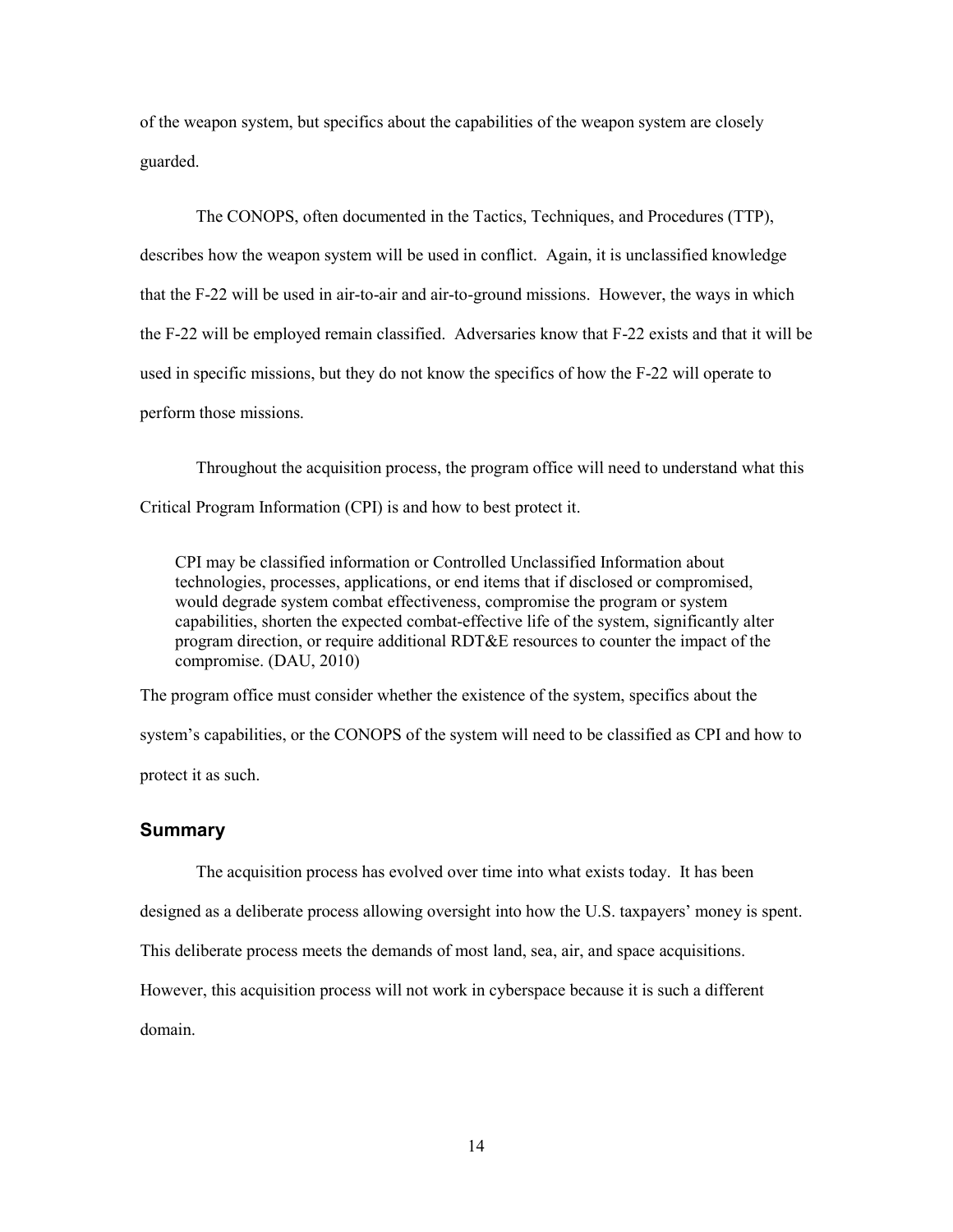of the weapon system, but specifics about the capabilities of the weapon system are closely guarded.

The CONOPS, often documented in the Tactics, Techniques, and Procedures (TTP), describes how the weapon system will be used in conflict. Again, it is unclassified knowledge that the F-22 will be used in air-to-air and air-to-ground missions. However, the ways in which the F-22 will be employed remain classified. Adversaries know that F-22 exists and that it will be used in specific missions, but they do not know the specifics of how the F-22 will operate to perform those missions.

Throughout the acquisition process, the program office will need to understand what this Critical Program Information (CPI) is and how to best protect it.

> CPI may be classified information or Controlled Unclassified Information about technologies, processes, applications, or end items that if disclosed or compromised, would degrade system combat effectiveness, compromise the program or system capabilities, shorten the expected combat-effective life of the system, significantly alter program direction, or require additional RDT&E resources to counter the impact of the compromise. (DAU, 2010)

The program office must consider whether the existence of the system, specifics about the system's capabilities, or the CONOPS of the system will need to be classified as CPI and how to protect it as such.

## Summary

The acquisition process has evolved over time into what exists today. It has been designed as a deliberate process allowing oversight into how the U.S. taxpayers' money is spent. This deliberate process meets the demands of most land, sea, air, and space acquisitions. However, this acquisition process will not work in cyberspace because it is such a different domain.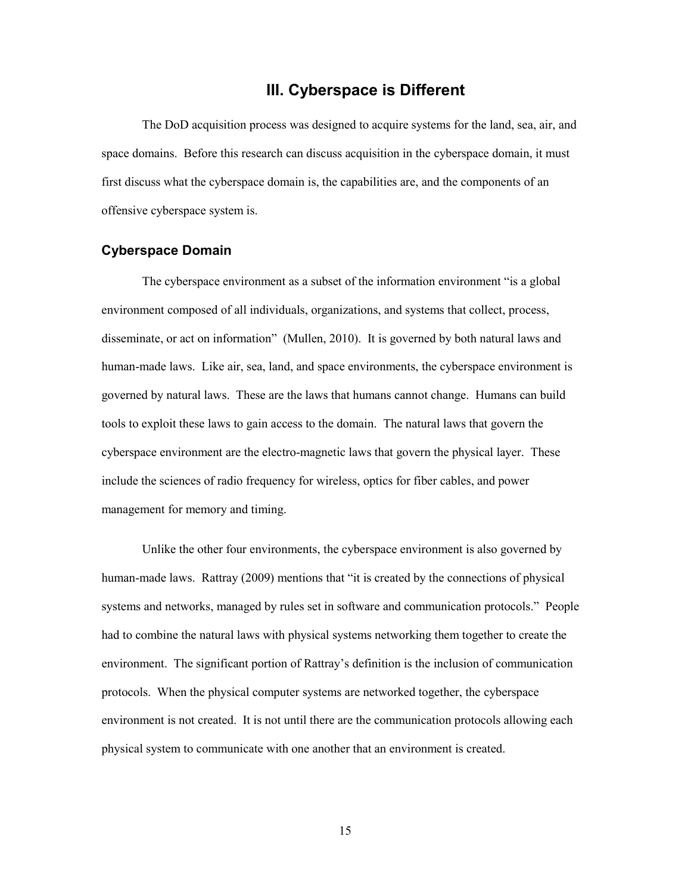# III. Cyberspace is Different

The DoD acquisition process was designed to acquire systems for the land, sea, air, and space domains. Before this research can discuss acquisition in the cyberspace domain, it must first discuss what the cyberspace domain is, the capabilities are, and the components of an offensive cyberspace system is.

## Cyberspace Domain

The cyberspace environment as a subset of the information environment "is a global environment composed of all individuals, organizations, and systems that collect, process, disseminate, or act on information" (Mullen, 2010). It is governed by both natural laws and human-made laws. Like air, sea, land, and space environments, the cyberspace environment is governed by natural laws. These are the laws that humans cannot change. Humans can build tools to exploit these laws to gain access to the domain. The natural laws that govern the cyberspace environment are the electro-magnetic laws that govern the physical layer. These include the sciences of radio frequency for wireless, optics for fiber cables, and power management for memory and timing.

Unlike the other four environments, the cyberspace environment is also governed by human-made laws. Rattray (2009) mentions that "it is created by the connections of physical systems and networks, managed by rules set in software and communication protocols." People had to combine the natural laws with physical systems networking them together to create the environment. The significant portion of Rattray's definition is the inclusion of communication protocols. When the physical computer systems are networked together, the cyberspace environment is not created. It is not until there are the communication protocols allowing each physical system to communicate with one another that an environment is created.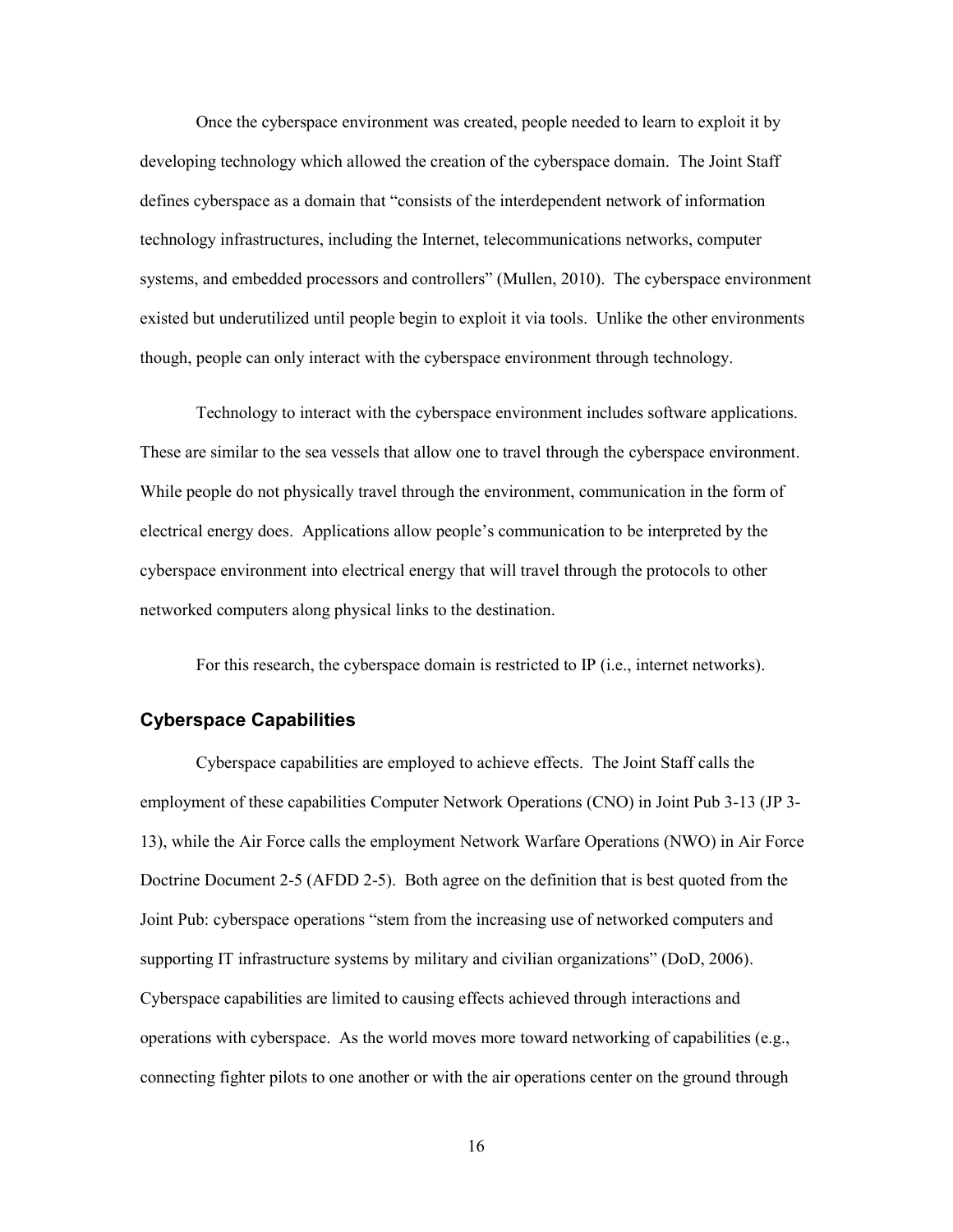Once the cyberspace environment was created, people needed to learn to exploit it by developing technology which allowed the creation of the cyberspace domain. The Joint Staff defines cyberspace as a domain that "consists of the interdependent network of information technology infrastructures, including the Internet, telecommunications networks, computer systems, and embedded processors and controllers" (Mullen, 2010). The cyberspace environment existed but underutilized until people begin to exploit it via tools. Unlike the other environments though, people can only interact with the cyberspace environment through technology.

Technology to interact with the cyberspace environment includes software applications. These are similar to the sea vessels that allow one to travel through the cyberspace environment. While people do not physically travel through the environment, communication in the form of electrical energy does. Applications allow people's communication to be interpreted by the cyberspace environment into electrical energy that will travel through the protocols to other networked computers along physical links to the destination.

For this research, the cyberspace domain is restricted to IP (i.e., internet networks).

### Cyberspace Capabilities

Cyberspace capabilities are employed to achieve effects. The Joint Staff calls the employment of these capabilities Computer Network Operations (CNO) in Joint Pub 3-13 (JP 3-13), while the Air Force calls the employment Network Warfare Operations (NWO) in Air Force Doctrine Document 2-5 (AFDD 2-5). Both agree on the definition that is best quoted from the Joint Pub: cyberspace operations "stem from the increasing use of networked computers and supporting IT infrastructure systems by military and civilian organizations" (DoD, 2006). Cyberspace capabilities are limited to causing effects achieved through interactions and operations with cyberspace. As the world moves more toward networking of capabilities (e.g., connecting fighter pilots to one another or with the air operations center on the ground through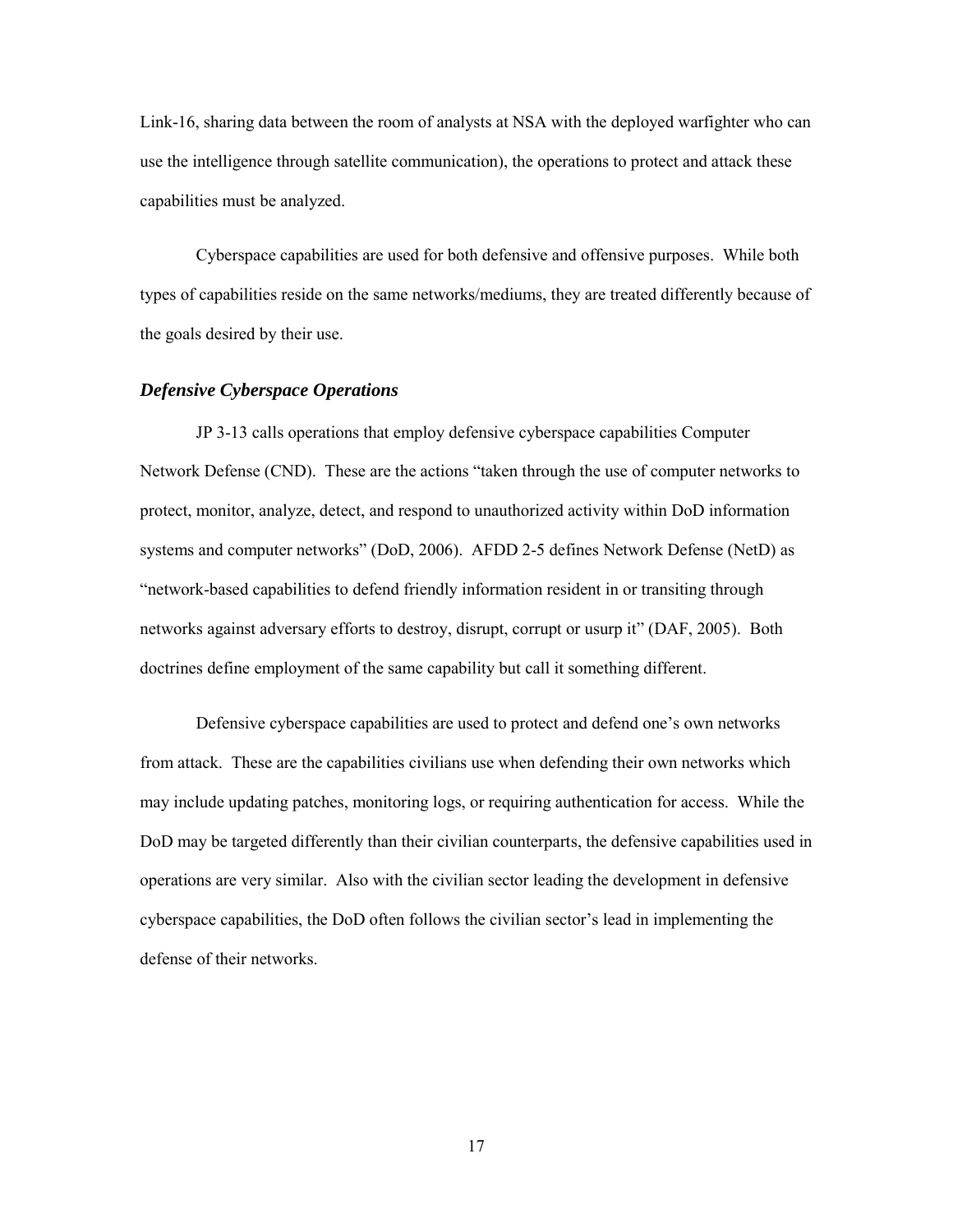Link-16, sharing data between the room of analysts at NSA with the deployed warfighter who can use the intelligence through satellite communication), the operations to protect and attack these capabilities must be analyzed.

Cyberspace capabilities are used for both defensive and offensive purposes. While both types of capabilities reside on the same networks/mediums, they are treated differently because of the goals desired by their use.

### *Defensive Cyberspace Operations*

JP 3-13 calls operations that employ defensive cyberspace capabilities Computer Network Defense (CND). These are the actions "taken through the use of computer networks to protect, monitor, analyze, detect, and respond to unauthorized activity within DoD information systems and computer networks" (DoD, 2006). AFDD 2-5 defines Network Defense (NetD) as "network-based capabilities to defend friendly information resident in or transiting through networks against adversary efforts to destroy, disrupt, corrupt or usurp it" (DAF, 2005). Both doctrines define employment of the same capability but call it something different.

Defensive cyberspace capabilities are used to protect and defend one's own networks from attack. These are the capabilities civilians use when defending their own networks which may include updating patches, monitoring logs, or requiring authentication for access. While the DoD may be targeted differently than their civilian counterparts, the defensive capabilities used in operations are very similar. Also with the civilian sector leading the development in defensive cyberspace capabilities, the DoD often follows the civilian sector's lead in implementing the defense of their networks.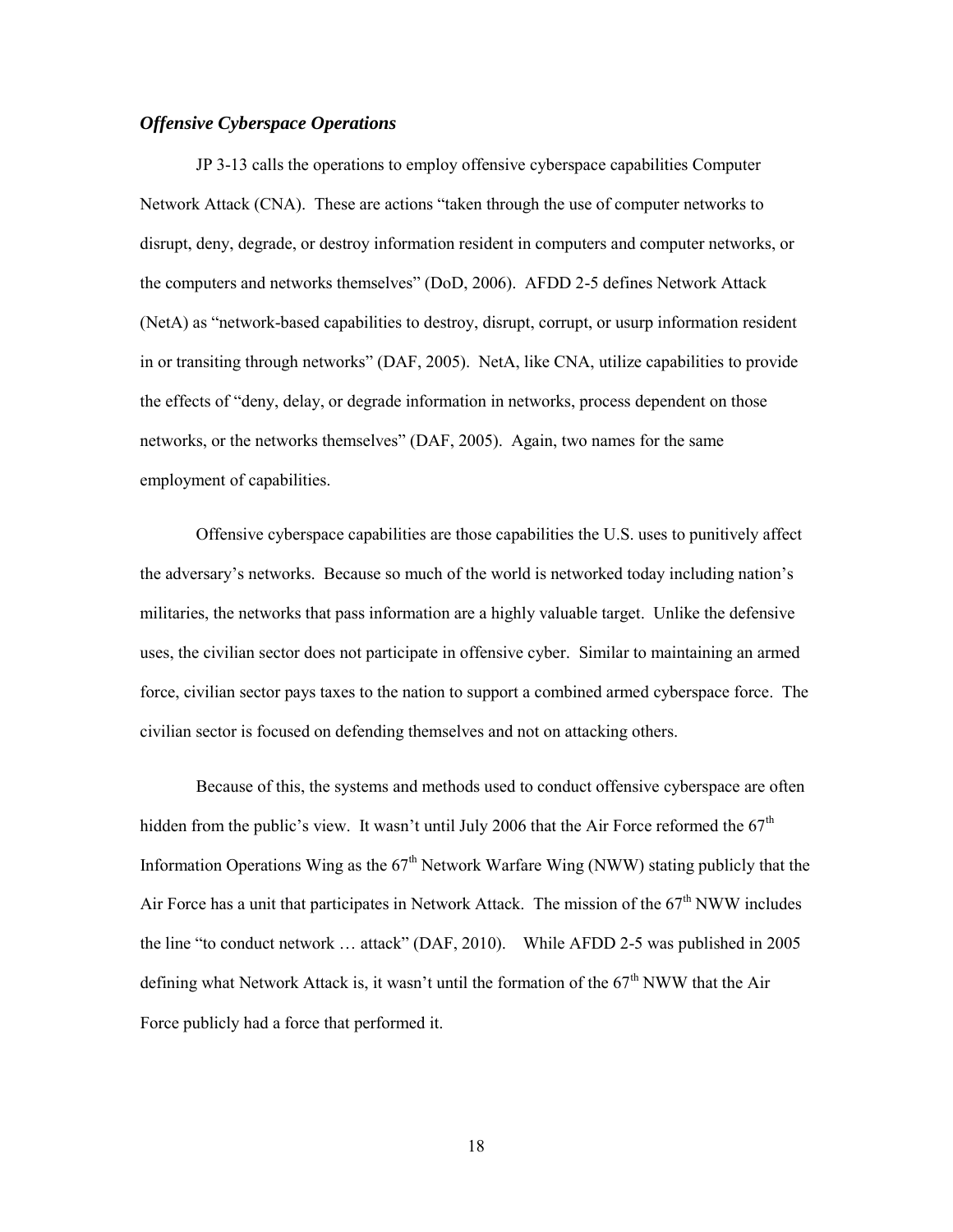### *Offensive Cyberspace Operations*

JP 3-13 calls the operations to employ offensive cyberspace capabilities Computer Network Attack (CNA). These are actions "taken through the use of computer networks to disrupt, deny, degrade, or destroy information resident in computers and computer networks, or the computers and networks themselves" (DoD, 2006). AFDD 2-5 defines Network Attack (NetA) as "network-based capabilities to destroy, disrupt, corrupt, or usurp information resident in or transiting through networks" (DAF, 2005). NetA, like CNA, utilize capabilities to provide the effects of "deny, delay, or degrade information in networks, process dependent on those networks, or the networks themselves" (DAF, 2005). Again, two names for the same employment of capabilities.

Offensive cyberspace capabilities are those capabilities the U.S. uses to punitively affect the adversary's networks. Because so much of the world is networked today including nation's militaries, the networks that pass information are a highly valuable target. Unlike the defensive uses, the civilian sector does not participate in offensive cyber. Similar to maintaining an armed force, civilian sector pays taxes to the nation to support a combined armed cyberspace force. The civilian sector is focused on defending themselves and not on attacking others.

Because of this, the systems and methods used to conduct offensive cyberspace are often hidden from the public's view. It wasn't until July 2006 that the Air Force reformed the 67th Information Operations Wing as the 67th Network Warfare Wing (NWW) stating publicly that the Air Force has a unit that participates in Network Attack. The mission of the 67th NWW includes the line "to conduct network … attack" (DAF, 2010). While AFDD 2-5 was published in 2005 defining what Network Attack is, it wasn't until the formation of the 67th NWW that the Air Force publicly had a force that performed it.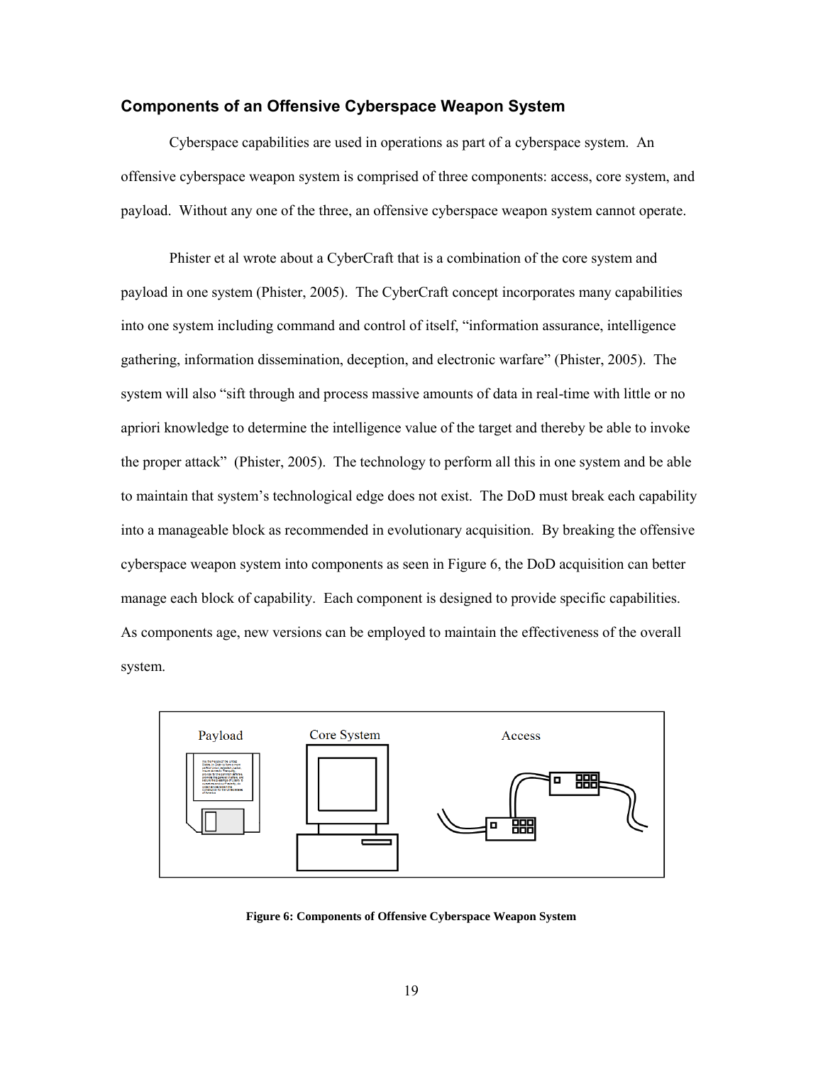## Components of an Offensive Cyberspace Weapon System

Cyberspace capabilities are used in operations as part of a cyberspace system. An offensive cyberspace weapon system is comprised of three components: access, core system, and payload. Without any one of the three, an offensive cyberspace weapon system cannot operate.

Phister et al wrote about a CyberCraft that is a combination of the core system and payload in one system (Phister, 2005). The CyberCraft concept incorporates many capabilities into one system including command and control of itself, "information assurance, intelligence gathering, information dissemination, deception, and electronic warfare" (Phister, 2005). The system will also "sift through and process massive amounts of data in real-time with little or no apriori knowledge to determine the intelligence value of the target and thereby be able to invoke the proper attack" (Phister, 2005). The technology to perform all this in one system and be able to maintain that system's technological edge does not exist. The DoD must break each capability into a manageable block as recommended in evolutionary acquisition. By breaking the offensive cyberspace weapon system into components as seen in Figure 6, the DoD acquisition can better manage each block of capability. Each component is designed to provide specific capabilities. As components age, new versions can be employed to maintain the effectiveness of the overall system.

Payload　Core System　Access

**Figure 6: Components of Offensive Cyberspace Weapon System**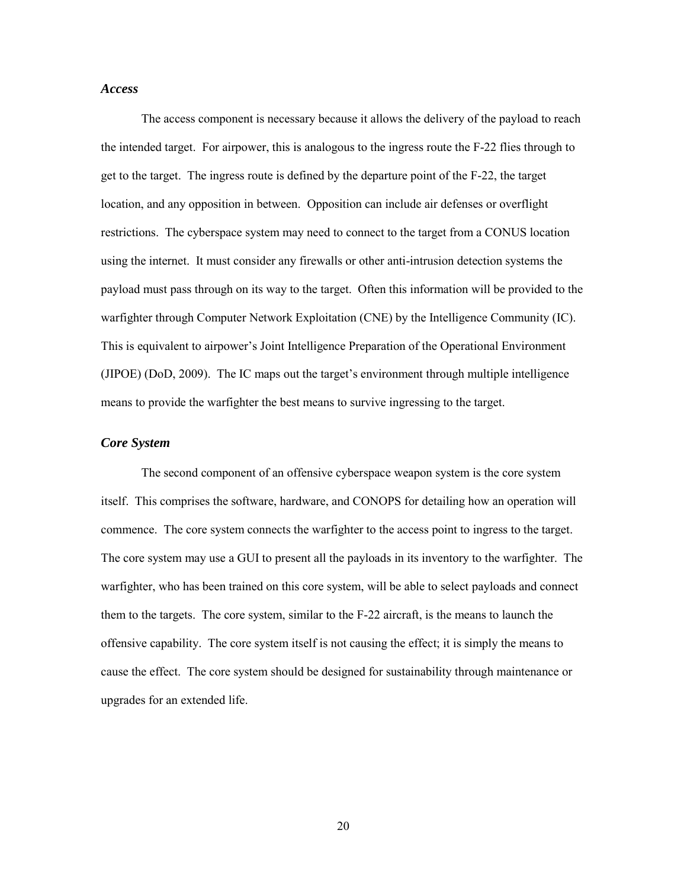### *Access*

The access component is necessary because it allows the delivery of the payload to reach the intended target. For airpower, this is analogous to the ingress route the F-22 flies through to get to the target. The ingress route is defined by the departure point of the F-22, the target location, and any opposition in between. Opposition can include air defenses or overflight restrictions. The cyberspace system may need to connect to the target from a CONUS location using the internet. It must consider any firewalls or other anti-intrusion detection systems the payload must pass through on its way to the target. Often this information will be provided to the warfighter through Computer Network Exploitation (CNE) by the Intelligence Community (IC). This is equivalent to airpower's Joint Intelligence Preparation of the Operational Environment (JIPOE) (DoD, 2009). The IC maps out the target's environment through multiple intelligence means to provide the warfighter the best means to survive ingressing to the target.

### *Core System*

The second component of an offensive cyberspace weapon system is the core system itself. This comprises the software, hardware, and CONOPS for detailing how an operation will commence. The core system connects the warfighter to the access point to ingress to the target. The core system may use a GUI to present all the payloads in its inventory to the warfighter. The warfighter, who has been trained on this core system, will be able to select payloads and connect them to the targets. The core system, similar to the F-22 aircraft, is the means to launch the offensive capability. The core system itself is not causing the effect; it is simply the means to cause the effect. The core system should be designed for sustainability through maintenance or upgrades for an extended life.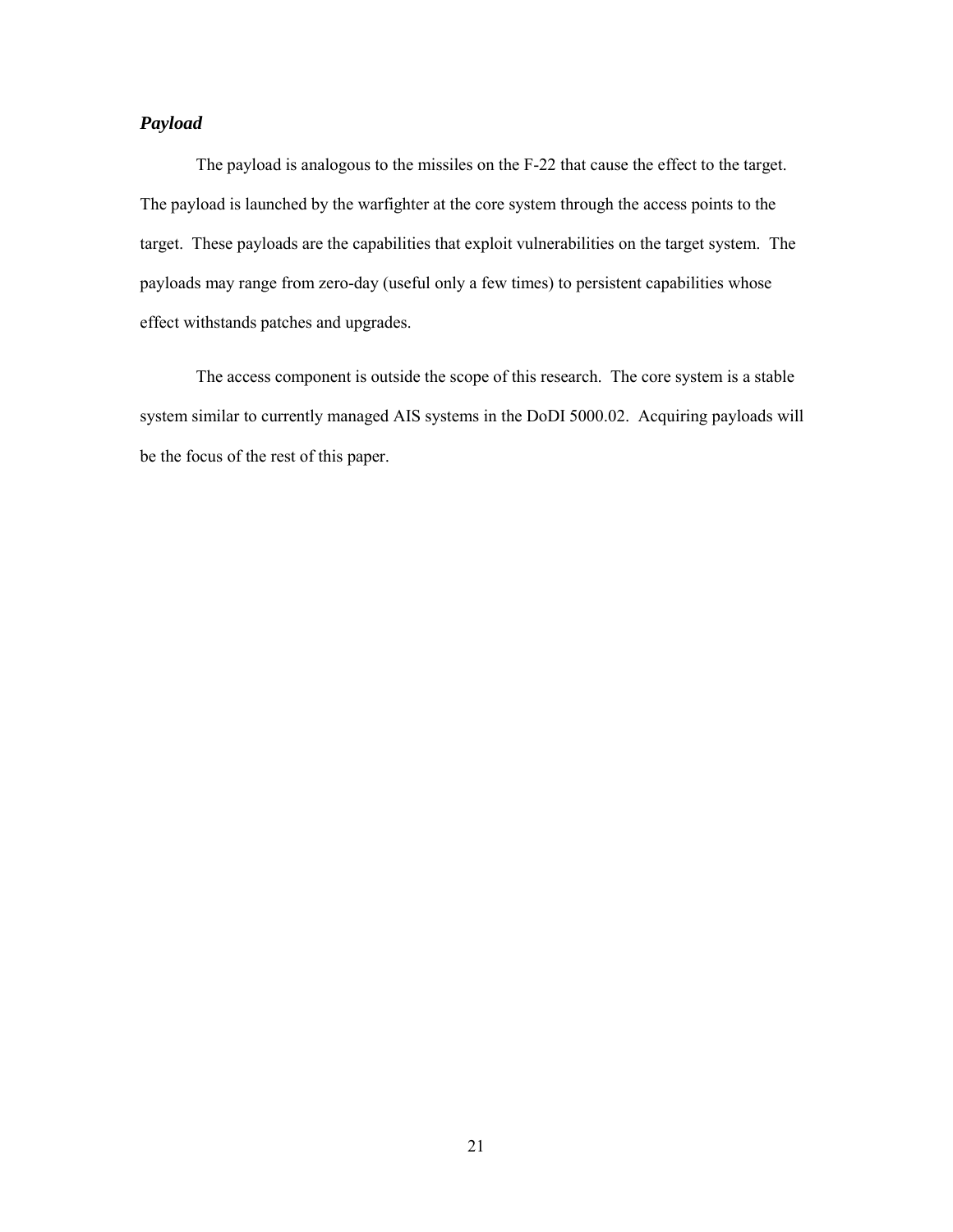### *Payload*

The payload is analogous to the missiles on the F-22 that cause the effect to the target. The payload is launched by the warfighter at the core system through the access points to the target. These payloads are the capabilities that exploit vulnerabilities on the target system. The payloads may range from zero-day (useful only a few times) to persistent capabilities whose effect withstands patches and upgrades.

The access component is outside the scope of this research. The core system is a stable system similar to currently managed AIS systems in the DoDI 5000.02. Acquiring payloads will be the focus of the rest of this paper.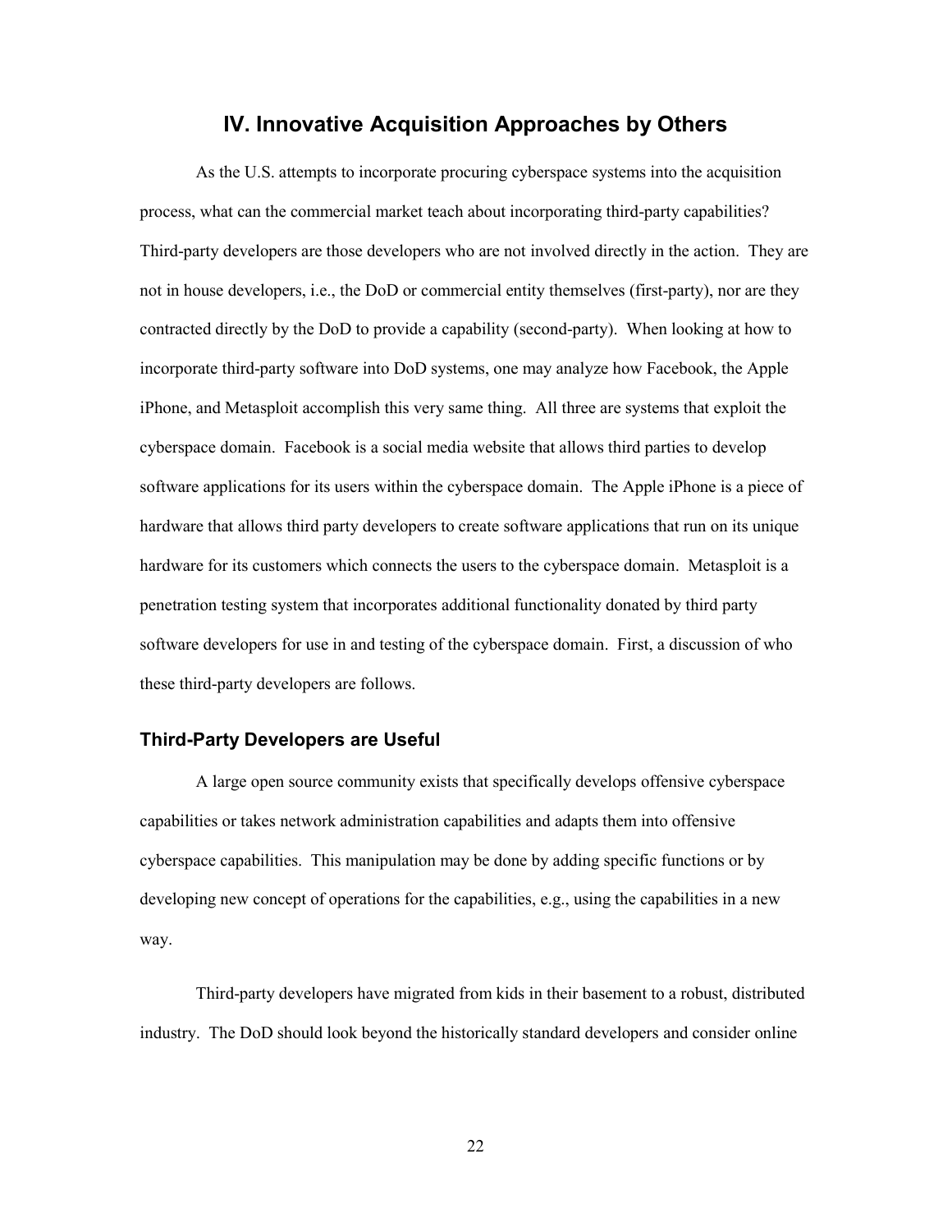## IV. Innovative Acquisition Approaches by Others

As the U.S. attempts to incorporate procuring cyberspace systems into the acquisition process, what can the commercial market teach about incorporating third-party capabilities? Third-party developers are those developers who are not involved directly in the action. They are not in house developers, i.e., the DoD or commercial entity themselves (first-party), nor are they contracted directly by the DoD to provide a capability (second-party). When looking at how to incorporate third-party software into DoD systems, one may analyze how Facebook, the Apple iPhone, and Metasploit accomplish this very same thing. All three are systems that exploit the cyberspace domain. Facebook is a social media website that allows third parties to develop software applications for its users within the cyberspace domain. The Apple iPhone is a piece of hardware that allows third party developers to create software applications that run on its unique hardware for its customers which connects the users to the cyberspace domain. Metasploit is a penetration testing system that incorporates additional functionality donated by third party software developers for use in and testing of the cyberspace domain. First, a discussion of who these third-party developers are follows.

### Third-Party Developers are Useful

A large open source community exists that specifically develops offensive cyberspace capabilities or takes network administration capabilities and adapts them into offensive cyberspace capabilities. This manipulation may be done by adding specific functions or by developing new concept of operations for the capabilities, e.g., using the capabilities in a new way.

Third-party developers have migrated from kids in their basement to a robust, distributed industry. The DoD should look beyond the historically standard developers and consider online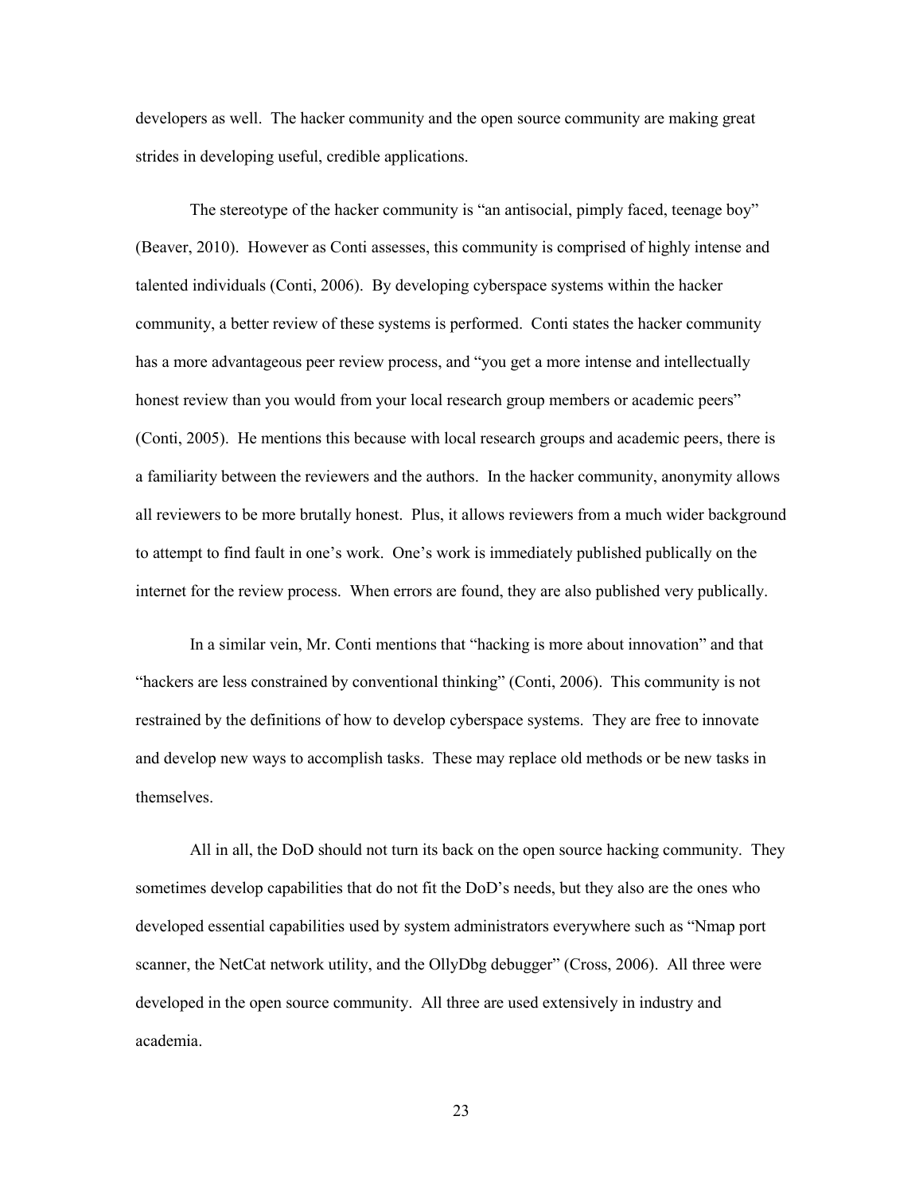developers as well. The hacker community and the open source community are making great strides in developing useful, credible applications.

The stereotype of the hacker community is "an antisocial, pimply faced, teenage boy" (Beaver, 2010). However as Conti assesses, this community is comprised of highly intense and talented individuals (Conti, 2006). By developing cyberspace systems within the hacker community, a better review of these systems is performed. Conti states the hacker community has a more advantageous peer review process, and "you get a more intense and intellectually honest review than you would from your local research group members or academic peers" (Conti, 2005). He mentions this because with local research groups and academic peers, there is a familiarity between the reviewers and the authors. In the hacker community, anonymity allows all reviewers to be more brutally honest. Plus, it allows reviewers from a much wider background to attempt to find fault in one's work. One's work is immediately published publically on the internet for the review process. When errors are found, they are also published very publically.

In a similar vein, Mr. Conti mentions that "hacking is more about innovation" and that "hackers are less constrained by conventional thinking" (Conti, 2006). This community is not restrained by the definitions of how to develop cyberspace systems. They are free to innovate and develop new ways to accomplish tasks. These may replace old methods or be new tasks in themselves.

All in all, the DoD should not turn its back on the open source hacking community. They sometimes develop capabilities that do not fit the DoD's needs, but they also are the ones who developed essential capabilities used by system administrators everywhere such as "Nmap port scanner, the NetCat network utility, and the OllyDbg debugger" (Cross, 2006). All three were developed in the open source community. All three are used extensively in industry and academia.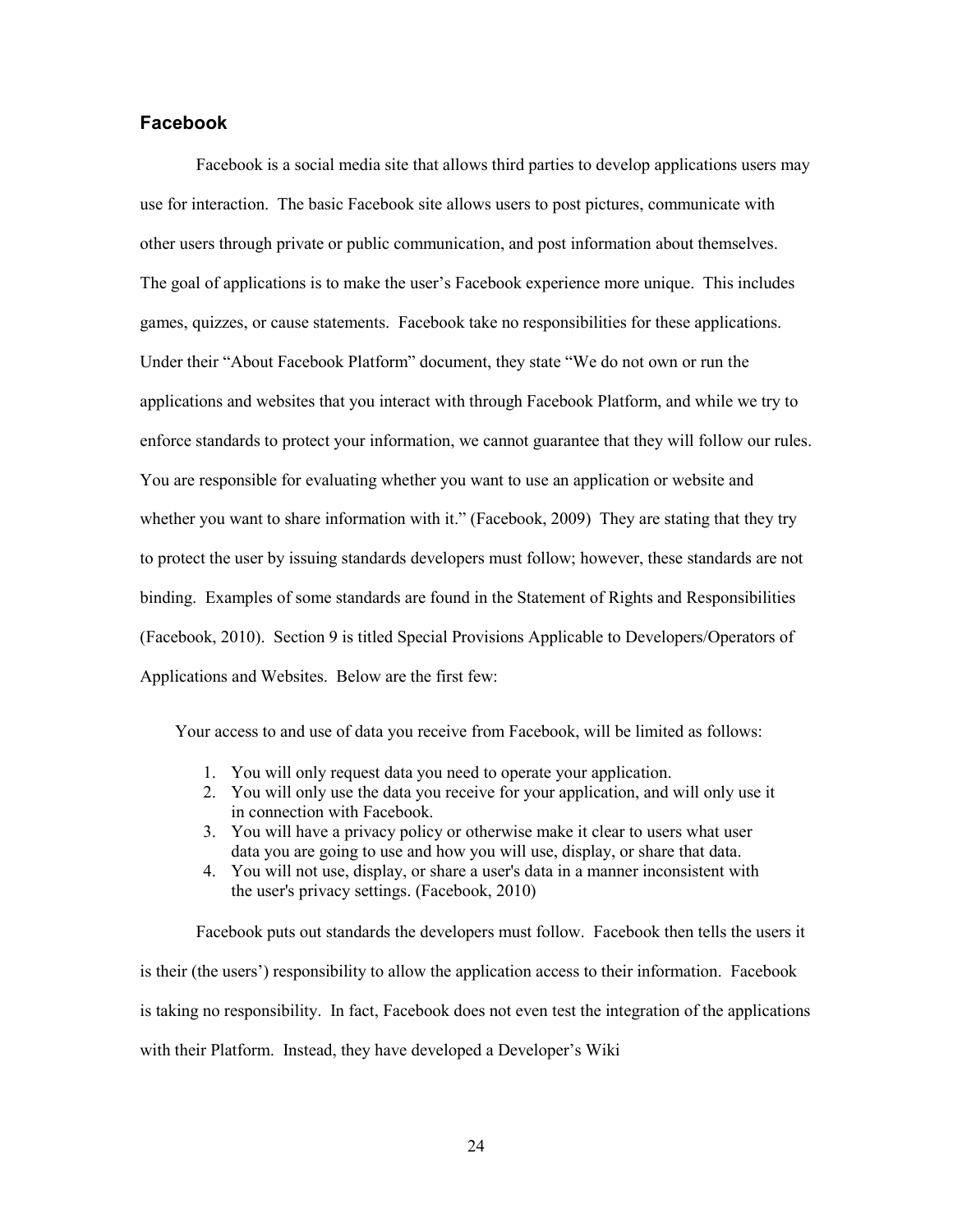## Facebook

Facebook is a social media site that allows third parties to develop applications users may use for interaction. The basic Facebook site allows users to post pictures, communicate with other users through private or public communication, and post information about themselves. The goal of applications is to make the user's Facebook experience more unique. This includes games, quizzes, or cause statements. Facebook take no responsibilities for these applications. Under their "About Facebook Platform" document, they state "We do not own or run the applications and websites that you interact with through Facebook Platform, and while we try to enforce standards to protect your information, we cannot guarantee that they will follow our rules. You are responsible for evaluating whether you want to use an application or website and whether you want to share information with it." (Facebook, 2009) They are stating that they try to protect the user by issuing standards developers must follow; however, these standards are not binding. Examples of some standards are found in the Statement of Rights and Responsibilities (Facebook, 2010). Section 9 is titled Special Provisions Applicable to Developers/Operators of Applications and Websites. Below are the first few:

> Your access to and use of data you receive from Facebook, will be limited as follows:
>
> 1. You will only request data you need to operate your application.
> 2. You will only use the data you receive for your application, and will only use it in connection with Facebook.
> 3. You will have a privacy policy or otherwise make it clear to users what user data you are going to use and how you will use, display, or share that data.
> 4. You will not use, display, or share a user's data in a manner inconsistent with the user's privacy settings. (Facebook, 2010)

Facebook puts out standards the developers must follow. Facebook then tells the users it is their (the users') responsibility to allow the application access to their information. Facebook is taking no responsibility. In fact, Facebook does not even test the integration of the applications with their Platform. Instead, they have developed a Developer's Wiki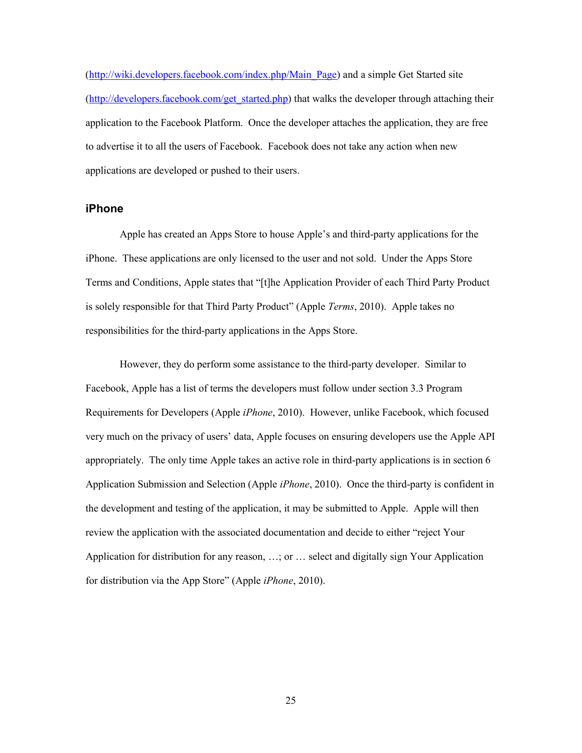(http://wiki.developers.facebook.com/index.php/Main_Page) and a simple Get Started site (http://developers.facebook.com/get_started.php) that walks the developer through attaching their application to the Facebook Platform. Once the developer attaches the application, they are free to advertise it to all the users of Facebook. Facebook does not take any action when new applications are developed or pushed to their users.

### iPhone

Apple has created an Apps Store to house Apple's and third-party applications for the iPhone. These applications are only licensed to the user and not sold. Under the Apps Store Terms and Conditions, Apple states that "[t]he Application Provider of each Third Party Product is solely responsible for that Third Party Product" (Apple *Terms*, 2010). Apple takes no responsibilities for the third-party applications in the Apps Store.

However, they do perform some assistance to the third-party developer. Similar to Facebook, Apple has a list of terms the developers must follow under section 3.3 Program Requirements for Developers (Apple *iPhone*, 2010). However, unlike Facebook, which focused very much on the privacy of users' data, Apple focuses on ensuring developers use the Apple API appropriately. The only time Apple takes an active role in third-party applications is in section 6 Application Submission and Selection (Apple *iPhone*, 2010). Once the third-party is confident in the development and testing of the application, it may be submitted to Apple. Apple will then review the application with the associated documentation and decide to either "reject Your Application for distribution for any reason, …; or … select and digitally sign Your Application for distribution via the App Store" (Apple *iPhone*, 2010).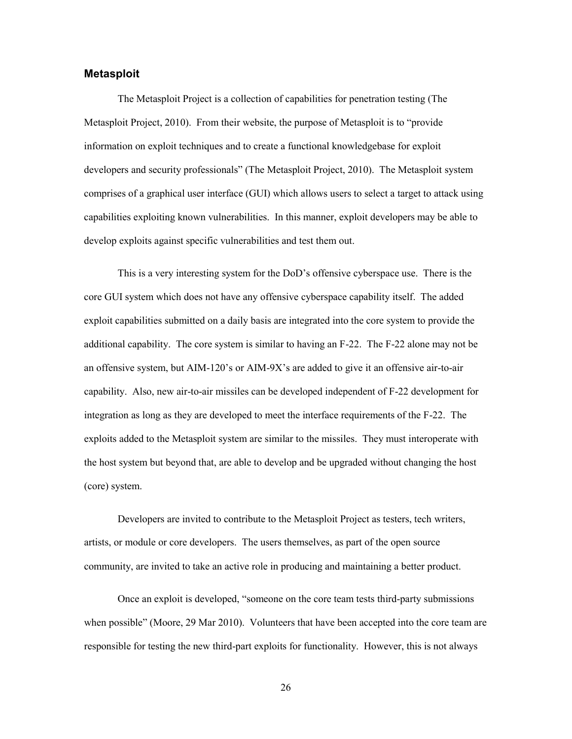### Metasploit

The Metasploit Project is a collection of capabilities for penetration testing (The Metasploit Project, 2010). From their website, the purpose of Metasploit is to "provide information on exploit techniques and to create a functional knowledgebase for exploit developers and security professionals" (The Metasploit Project, 2010). The Metasploit system comprises of a graphical user interface (GUI) which allows users to select a target to attack using capabilities exploiting known vulnerabilities. In this manner, exploit developers may be able to develop exploits against specific vulnerabilities and test them out.

This is a very interesting system for the DoD's offensive cyberspace use. There is the core GUI system which does not have any offensive cyberspace capability itself. The added exploit capabilities submitted on a daily basis are integrated into the core system to provide the additional capability. The core system is similar to having an F-22. The F-22 alone may not be an offensive system, but AIM-120's or AIM-9X's are added to give it an offensive air-to-air capability. Also, new air-to-air missiles can be developed independent of F-22 development for integration as long as they are developed to meet the interface requirements of the F-22. The exploits added to the Metasploit system are similar to the missiles. They must interoperate with the host system but beyond that, are able to develop and be upgraded without changing the host (core) system.

Developers are invited to contribute to the Metasploit Project as testers, tech writers, artists, or module or core developers. The users themselves, as part of the open source community, are invited to take an active role in producing and maintaining a better product.

Once an exploit is developed, "someone on the core team tests third-party submissions when possible" (Moore, 29 Mar 2010). Volunteers that have been accepted into the core team are responsible for testing the new third-part exploits for functionality. However, this is not always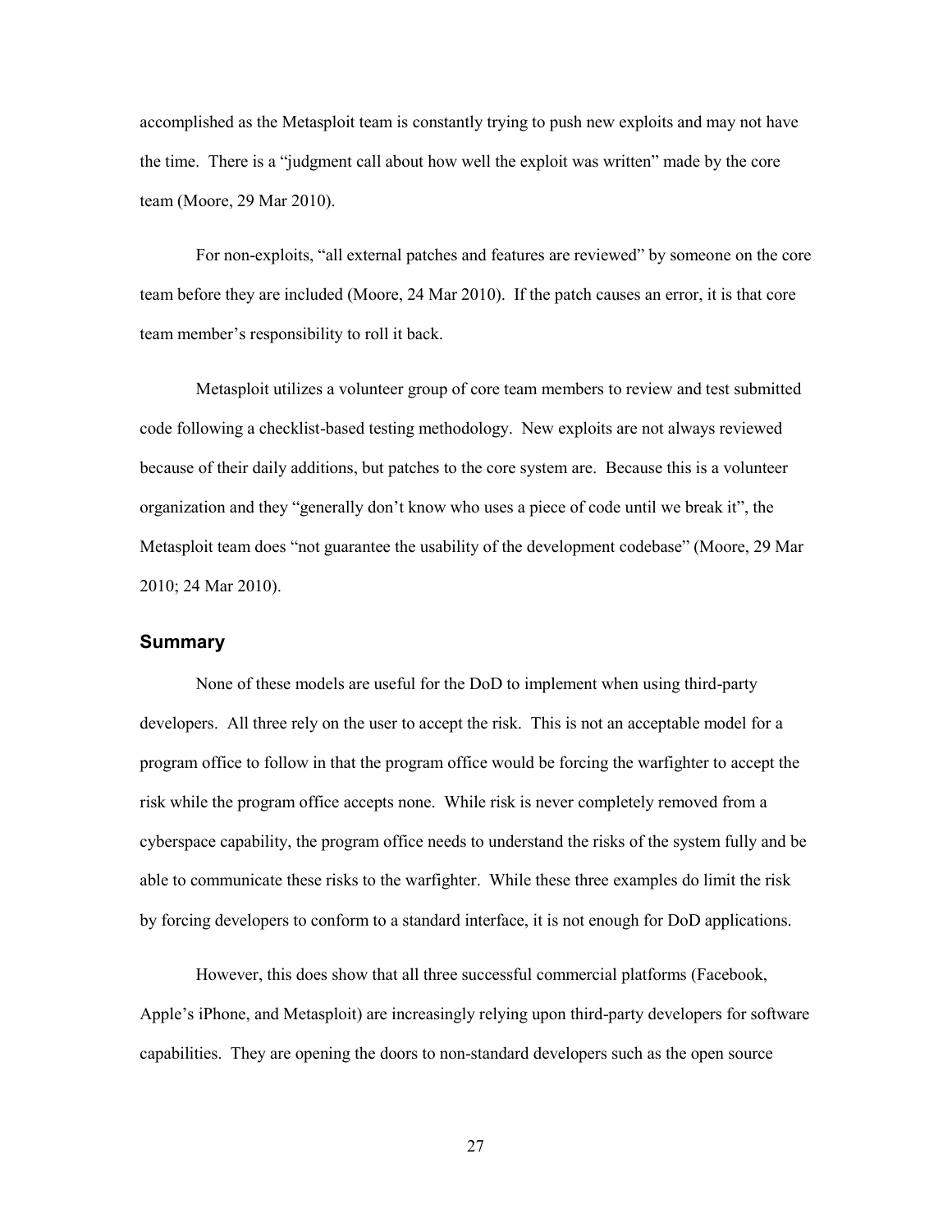accomplished as the Metasploit team is constantly trying to push new exploits and may not have the time. There is a "judgment call about how well the exploit was written" made by the core team (Moore, 29 Mar 2010).

For non-exploits, "all external patches and features are reviewed" by someone on the core team before they are included (Moore, 24 Mar 2010). If the patch causes an error, it is that core team member's responsibility to roll it back.

Metasploit utilizes a volunteer group of core team members to review and test submitted code following a checklist-based testing methodology. New exploits are not always reviewed because of their daily additions, but patches to the core system are. Because this is a volunteer organization and they "generally don't know who uses a piece of code until we break it", the Metasploit team does "not guarantee the usability of the development codebase" (Moore, 29 Mar 2010; 24 Mar 2010).

### Summary

None of these models are useful for the DoD to implement when using third-party developers. All three rely on the user to accept the risk. This is not an acceptable model for a program office to follow in that the program office would be forcing the warfighter to accept the risk while the program office accepts none. While risk is never completely removed from a cyberspace capability, the program office needs to understand the risks of the system fully and be able to communicate these risks to the warfighter. While these three examples do limit the risk by forcing developers to conform to a standard interface, it is not enough for DoD applications.

However, this does show that all three successful commercial platforms (Facebook, Apple's iPhone, and Metasploit) are increasingly relying upon third-party developers for software capabilities. They are opening the doors to non-standard developers such as the open source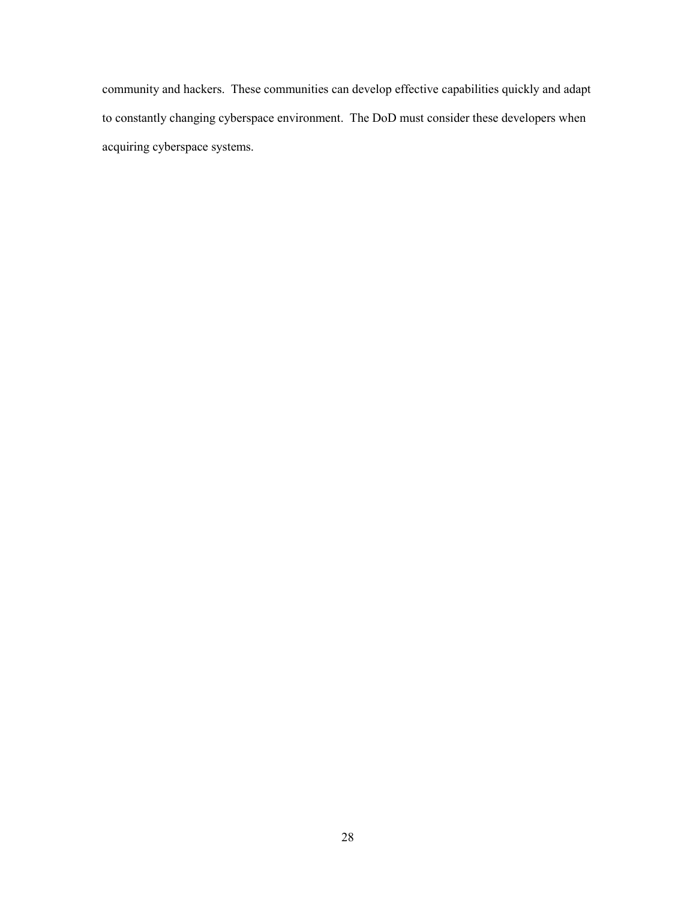community and hackers.  These communities can develop effective capabilities quickly and adapt to constantly changing cyberspace environment.  The DoD must consider these developers when acquiring cyberspace systems.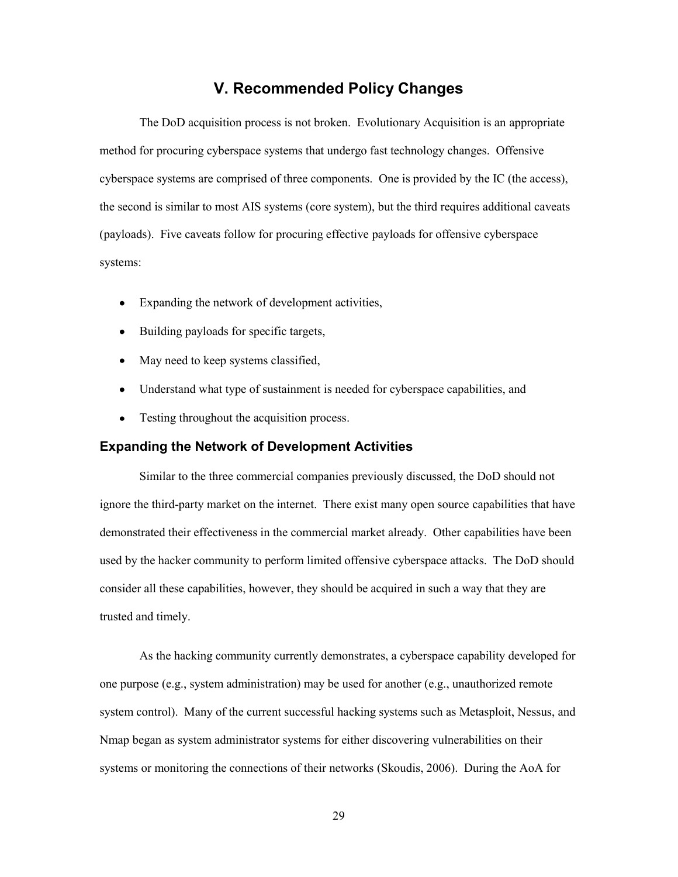# V. Recommended Policy Changes

The DoD acquisition process is not broken. Evolutionary Acquisition is an appropriate method for procuring cyberspace systems that undergo fast technology changes. Offensive cyberspace systems are comprised of three components. One is provided by the IC (the access), the second is similar to most AIS systems (core system), but the third requires additional caveats (payloads). Five caveats follow for procuring effective payloads for offensive cyberspace systems:

- Expanding the network of development activities,
- Building payloads for specific targets,
- May need to keep systems classified,
- Understand what type of sustainment is needed for cyberspace capabilities, and
- Testing throughout the acquisition process.

## Expanding the Network of Development Activities

Similar to the three commercial companies previously discussed, the DoD should not ignore the third-party market on the internet. There exist many open source capabilities that have demonstrated their effectiveness in the commercial market already. Other capabilities have been used by the hacker community to perform limited offensive cyberspace attacks. The DoD should consider all these capabilities, however, they should be acquired in such a way that they are trusted and timely.

As the hacking community currently demonstrates, a cyberspace capability developed for one purpose (e.g., system administration) may be used for another (e.g., unauthorized remote system control). Many of the current successful hacking systems such as Metasploit, Nessus, and Nmap began as system administrator systems for either discovering vulnerabilities on their systems or monitoring the connections of their networks (Skoudis, 2006). During the AoA for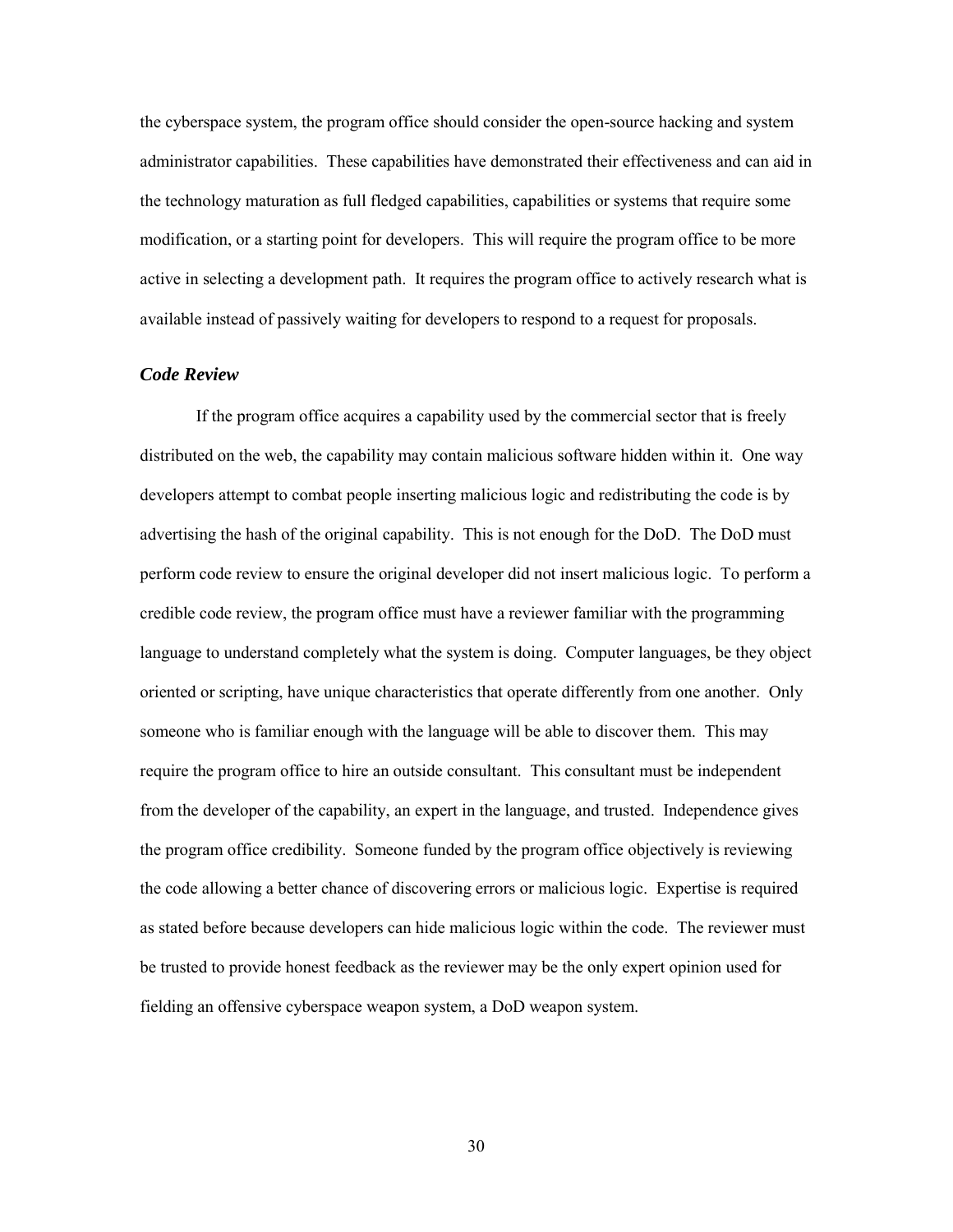the cyberspace system, the program office should consider the open-source hacking and system administrator capabilities. These capabilities have demonstrated their effectiveness and can aid in the technology maturation as full fledged capabilities, capabilities or systems that require some modification, or a starting point for developers. This will require the program office to be more active in selecting a development path. It requires the program office to actively research what is available instead of passively waiting for developers to respond to a request for proposals.

### *Code Review*

If the program office acquires a capability used by the commercial sector that is freely distributed on the web, the capability may contain malicious software hidden within it. One way developers attempt to combat people inserting malicious logic and redistributing the code is by advertising the hash of the original capability. This is not enough for the DoD. The DoD must perform code review to ensure the original developer did not insert malicious logic. To perform a credible code review, the program office must have a reviewer familiar with the programming language to understand completely what the system is doing. Computer languages, be they object oriented or scripting, have unique characteristics that operate differently from one another. Only someone who is familiar enough with the language will be able to discover them. This may require the program office to hire an outside consultant. This consultant must be independent from the developer of the capability, an expert in the language, and trusted. Independence gives the program office credibility. Someone funded by the program office objectively is reviewing the code allowing a better chance of discovering errors or malicious logic. Expertise is required as stated before because developers can hide malicious logic within the code. The reviewer must be trusted to provide honest feedback as the reviewer may be the only expert opinion used for fielding an offensive cyberspace weapon system, a DoD weapon system.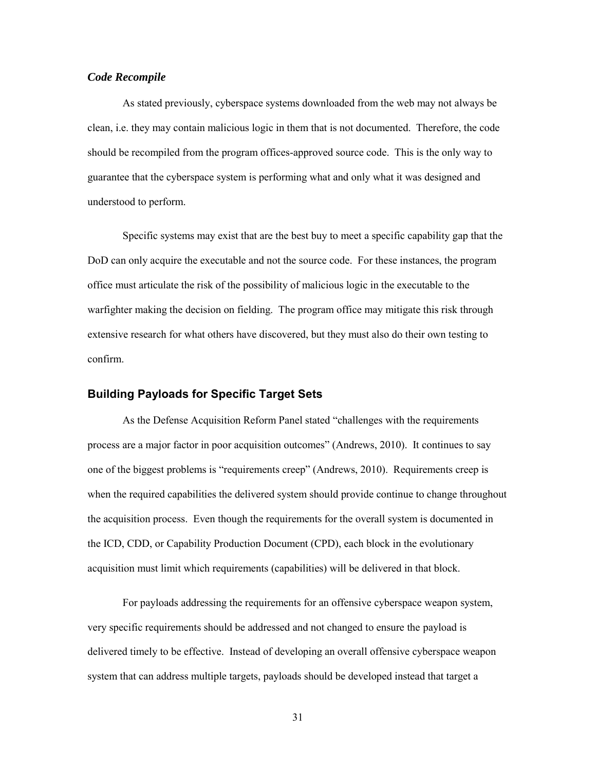### *Code Recompile*

As stated previously, cyberspace systems downloaded from the web may not always be clean, i.e. they may contain malicious logic in them that is not documented. Therefore, the code should be recompiled from the program offices-approved source code. This is the only way to guarantee that the cyberspace system is performing what and only what it was designed and understood to perform.

Specific systems may exist that are the best buy to meet a specific capability gap that the DoD can only acquire the executable and not the source code. For these instances, the program office must articulate the risk of the possibility of malicious logic in the executable to the warfighter making the decision on fielding. The program office may mitigate this risk through extensive research for what others have discovered, but they must also do their own testing to confirm.

## **Building Payloads for Specific Target Sets**

As the Defense Acquisition Reform Panel stated "challenges with the requirements process are a major factor in poor acquisition outcomes" (Andrews, 2010). It continues to say one of the biggest problems is "requirements creep" (Andrews, 2010). Requirements creep is when the required capabilities the delivered system should provide continue to change throughout the acquisition process. Even though the requirements for the overall system is documented in the ICD, CDD, or Capability Production Document (CPD), each block in the evolutionary acquisition must limit which requirements (capabilities) will be delivered in that block.

For payloads addressing the requirements for an offensive cyberspace weapon system, very specific requirements should be addressed and not changed to ensure the payload is delivered timely to be effective. Instead of developing an overall offensive cyberspace weapon system that can address multiple targets, payloads should be developed instead that target a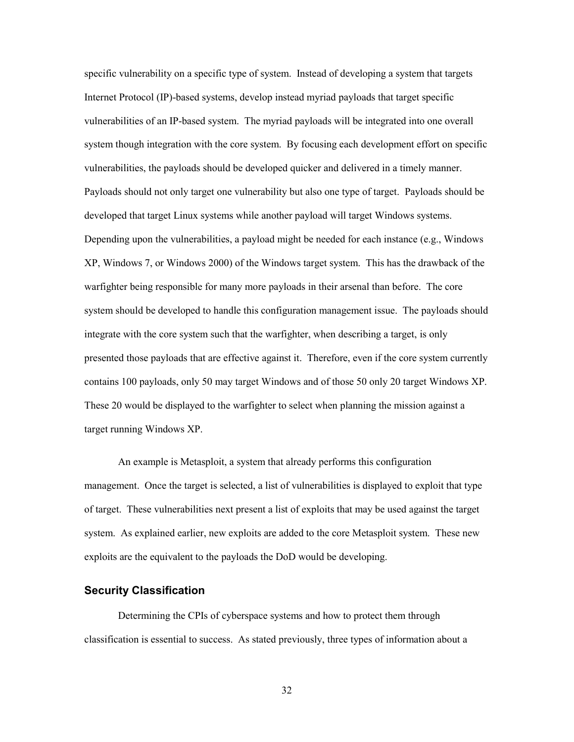specific vulnerability on a specific type of system. Instead of developing a system that targets Internet Protocol (IP)-based systems, develop instead myriad payloads that target specific vulnerabilities of an IP-based system. The myriad payloads will be integrated into one overall system though integration with the core system. By focusing each development effort on specific vulnerabilities, the payloads should be developed quicker and delivered in a timely manner. Payloads should not only target one vulnerability but also one type of target. Payloads should be developed that target Linux systems while another payload will target Windows systems. Depending upon the vulnerabilities, a payload might be needed for each instance (e.g., Windows XP, Windows 7, or Windows 2000) of the Windows target system. This has the drawback of the warfighter being responsible for many more payloads in their arsenal than before. The core system should be developed to handle this configuration management issue. The payloads should integrate with the core system such that the warfighter, when describing a target, is only presented those payloads that are effective against it. Therefore, even if the core system currently contains 100 payloads, only 50 may target Windows and of those 50 only 20 target Windows XP. These 20 would be displayed to the warfighter to select when planning the mission against a target running Windows XP.

An example is Metasploit, a system that already performs this configuration management. Once the target is selected, a list of vulnerabilities is displayed to exploit that type of target. These vulnerabilities next present a list of exploits that may be used against the target system. As explained earlier, new exploits are added to the core Metasploit system. These new exploits are the equivalent to the payloads the DoD would be developing.

## Security Classification

Determining the CPIs of cyberspace systems and how to protect them through classification is essential to success. As stated previously, three types of information about a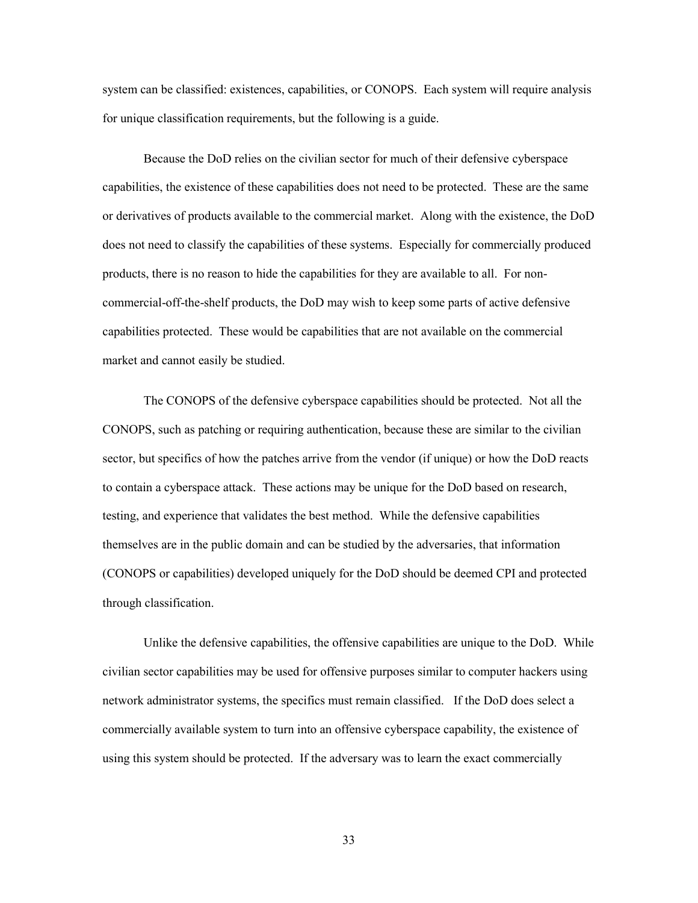system can be classified: existences, capabilities, or CONOPS. Each system will require analysis for unique classification requirements, but the following is a guide.

Because the DoD relies on the civilian sector for much of their defensive cyberspace capabilities, the existence of these capabilities does not need to be protected. These are the same or derivatives of products available to the commercial market. Along with the existence, the DoD does not need to classify the capabilities of these systems. Especially for commercially produced products, there is no reason to hide the capabilities for they are available to all. For non-commercial-off-the-shelf products, the DoD may wish to keep some parts of active defensive capabilities protected. These would be capabilities that are not available on the commercial market and cannot easily be studied.

The CONOPS of the defensive cyberspace capabilities should be protected. Not all the CONOPS, such as patching or requiring authentication, because these are similar to the civilian sector, but specifics of how the patches arrive from the vendor (if unique) or how the DoD reacts to contain a cyberspace attack. These actions may be unique for the DoD based on research, testing, and experience that validates the best method. While the defensive capabilities themselves are in the public domain and can be studied by the adversaries, that information (CONOPS or capabilities) developed uniquely for the DoD should be deemed CPI and protected through classification.

Unlike the defensive capabilities, the offensive capabilities are unique to the DoD. While civilian sector capabilities may be used for offensive purposes similar to computer hackers using network administrator systems, the specifics must remain classified. If the DoD does select a commercially available system to turn into an offensive cyberspace capability, the existence of using this system should be protected. If the adversary was to learn the exact commercially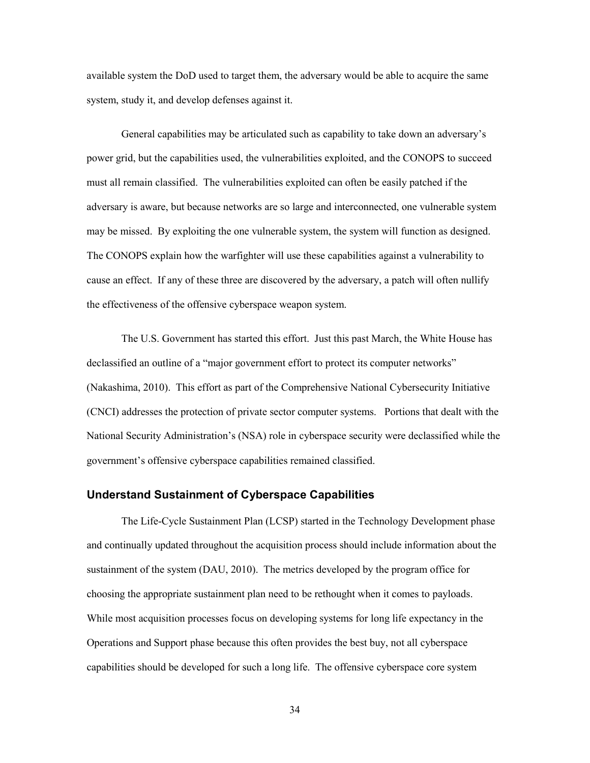available system the DoD used to target them, the adversary would be able to acquire the same system, study it, and develop defenses against it.

General capabilities may be articulated such as capability to take down an adversary's power grid, but the capabilities used, the vulnerabilities exploited, and the CONOPS to succeed must all remain classified. The vulnerabilities exploited can often be easily patched if the adversary is aware, but because networks are so large and interconnected, one vulnerable system may be missed. By exploiting the one vulnerable system, the system will function as designed. The CONOPS explain how the warfighter will use these capabilities against a vulnerability to cause an effect. If any of these three are discovered by the adversary, a patch will often nullify the effectiveness of the offensive cyberspace weapon system.

The U.S. Government has started this effort. Just this past March, the White House has declassified an outline of a "major government effort to protect its computer networks" (Nakashima, 2010). This effort as part of the Comprehensive National Cybersecurity Initiative (CNCI) addresses the protection of private sector computer systems. Portions that dealt with the National Security Administration's (NSA) role in cyberspace security were declassified while the government's offensive cyberspace capabilities remained classified.

### Understand Sustainment of Cyberspace Capabilities

The Life-Cycle Sustainment Plan (LCSP) started in the Technology Development phase and continually updated throughout the acquisition process should include information about the sustainment of the system (DAU, 2010). The metrics developed by the program office for choosing the appropriate sustainment plan need to be rethought when it comes to payloads. While most acquisition processes focus on developing systems for long life expectancy in the Operations and Support phase because this often provides the best buy, not all cyberspace capabilities should be developed for such a long life. The offensive cyberspace core system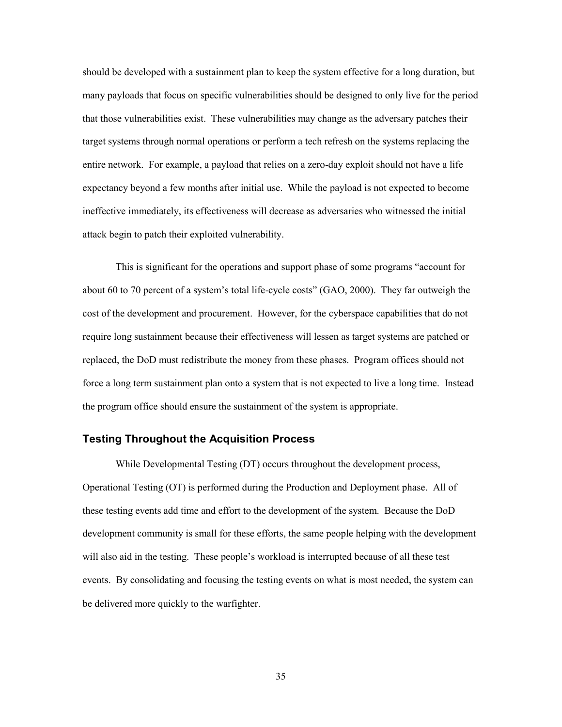should be developed with a sustainment plan to keep the system effective for a long duration, but many payloads that focus on specific vulnerabilities should be designed to only live for the period that those vulnerabilities exist. These vulnerabilities may change as the adversary patches their target systems through normal operations or perform a tech refresh on the systems replacing the entire network. For example, a payload that relies on a zero-day exploit should not have a life expectancy beyond a few months after initial use. While the payload is not expected to become ineffective immediately, its effectiveness will decrease as adversaries who witnessed the initial attack begin to patch their exploited vulnerability.

This is significant for the operations and support phase of some programs "account for about 60 to 70 percent of a system's total life-cycle costs" (GAO, 2000). They far outweigh the cost of the development and procurement. However, for the cyberspace capabilities that do not require long sustainment because their effectiveness will lessen as target systems are patched or replaced, the DoD must redistribute the money from these phases. Program offices should not force a long term sustainment plan onto a system that is not expected to live a long time. Instead the program office should ensure the sustainment of the system is appropriate.

## Testing Throughout the Acquisition Process

While Developmental Testing (DT) occurs throughout the development process, Operational Testing (OT) is performed during the Production and Deployment phase. All of these testing events add time and effort to the development of the system. Because the DoD development community is small for these efforts, the same people helping with the development will also aid in the testing. These people's workload is interrupted because of all these test events. By consolidating and focusing the testing events on what is most needed, the system can be delivered more quickly to the warfighter.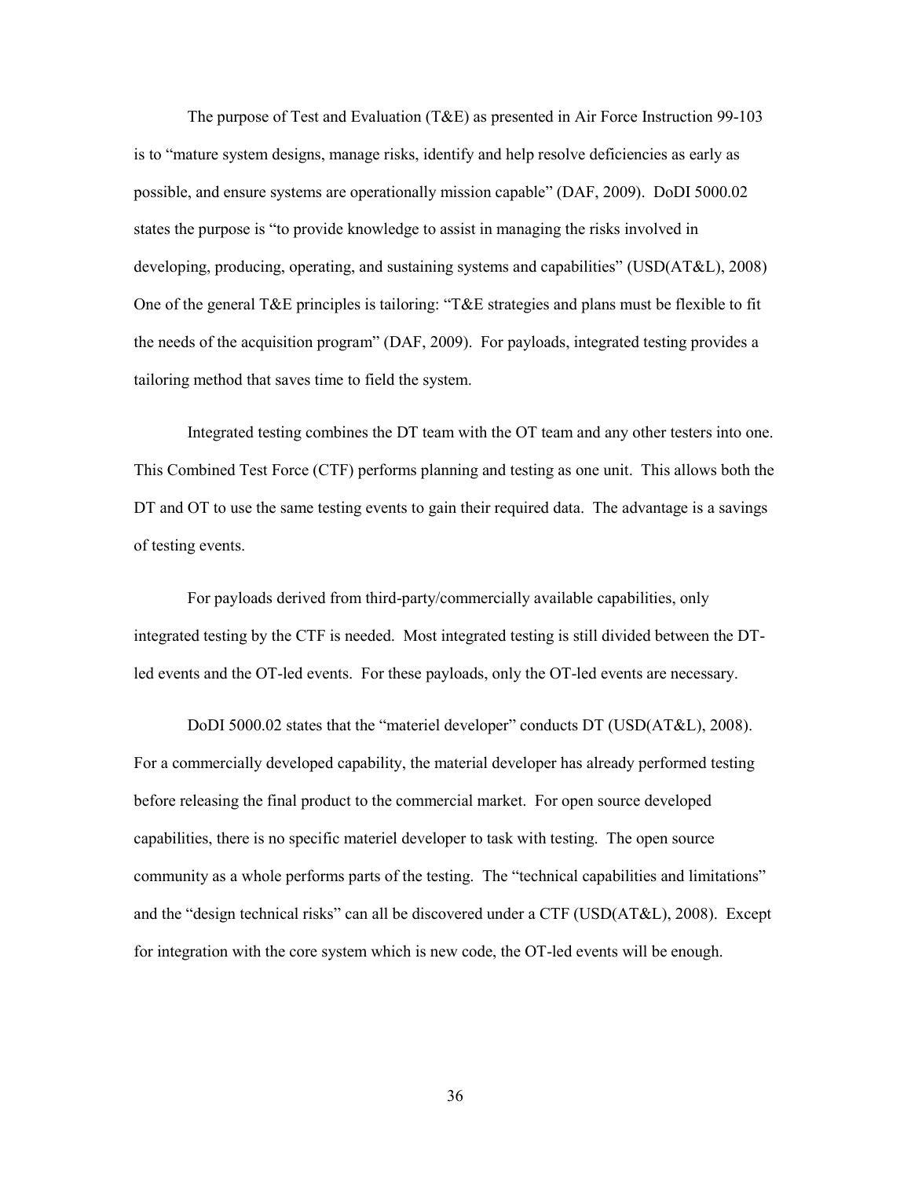The purpose of Test and Evaluation (T&E) as presented in Air Force Instruction 99-103 is to "mature system designs, manage risks, identify and help resolve deficiencies as early as possible, and ensure systems are operationally mission capable" (DAF, 2009). DoDI 5000.02 states the purpose is "to provide knowledge to assist in managing the risks involved in developing, producing, operating, and sustaining systems and capabilities" (USD(AT&L), 2008) One of the general T&E principles is tailoring: "T&E strategies and plans must be flexible to fit the needs of the acquisition program" (DAF, 2009). For payloads, integrated testing provides a tailoring method that saves time to field the system.

Integrated testing combines the DT team with the OT team and any other testers into one. This Combined Test Force (CTF) performs planning and testing as one unit. This allows both the DT and OT to use the same testing events to gain their required data. The advantage is a savings of testing events.

For payloads derived from third-party/commercially available capabilities, only integrated testing by the CTF is needed. Most integrated testing is still divided between the DT-led events and the OT-led events. For these payloads, only the OT-led events are necessary.

DoDI 5000.02 states that the "materiel developer" conducts DT (USD(AT&L), 2008). For a commercially developed capability, the material developer has already performed testing before releasing the final product to the commercial market. For open source developed capabilities, there is no specific materiel developer to task with testing. The open source community as a whole performs parts of the testing. The "technical capabilities and limitations" and the "design technical risks" can all be discovered under a CTF (USD(AT&L), 2008). Except for integration with the core system which is new code, the OT-led events will be enough.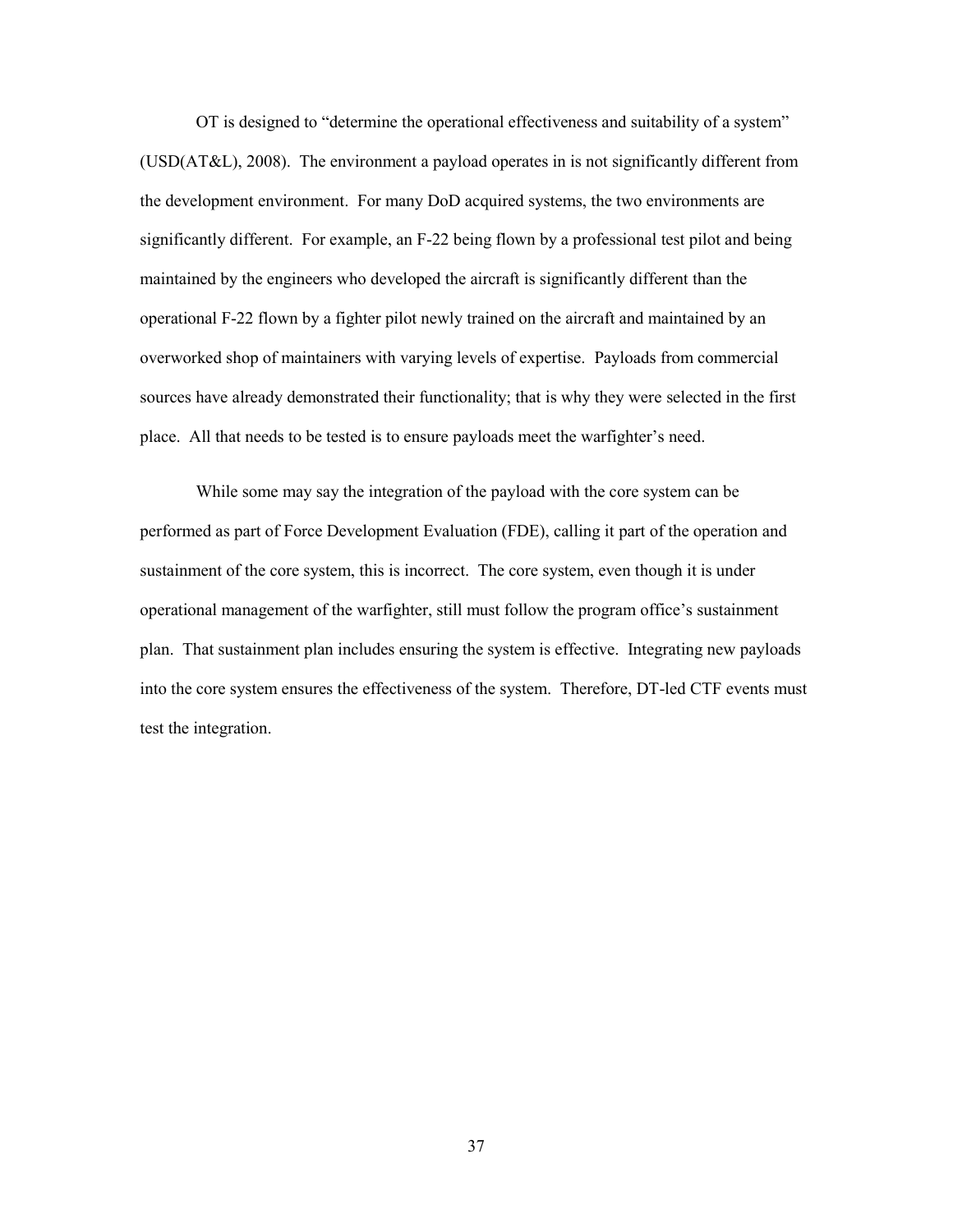OT is designed to "determine the operational effectiveness and suitability of a system" (USD(AT&L), 2008). The environment a payload operates in is not significantly different from the development environment. For many DoD acquired systems, the two environments are significantly different. For example, an F-22 being flown by a professional test pilot and being maintained by the engineers who developed the aircraft is significantly different than the operational F-22 flown by a fighter pilot newly trained on the aircraft and maintained by an overworked shop of maintainers with varying levels of expertise. Payloads from commercial sources have already demonstrated their functionality; that is why they were selected in the first place. All that needs to be tested is to ensure payloads meet the warfighter's need.

While some may say the integration of the payload with the core system can be performed as part of Force Development Evaluation (FDE), calling it part of the operation and sustainment of the core system, this is incorrect. The core system, even though it is under operational management of the warfighter, still must follow the program office's sustainment plan. That sustainment plan includes ensuring the system is effective. Integrating new payloads into the core system ensures the effectiveness of the system. Therefore, DT-led CTF events must test the integration.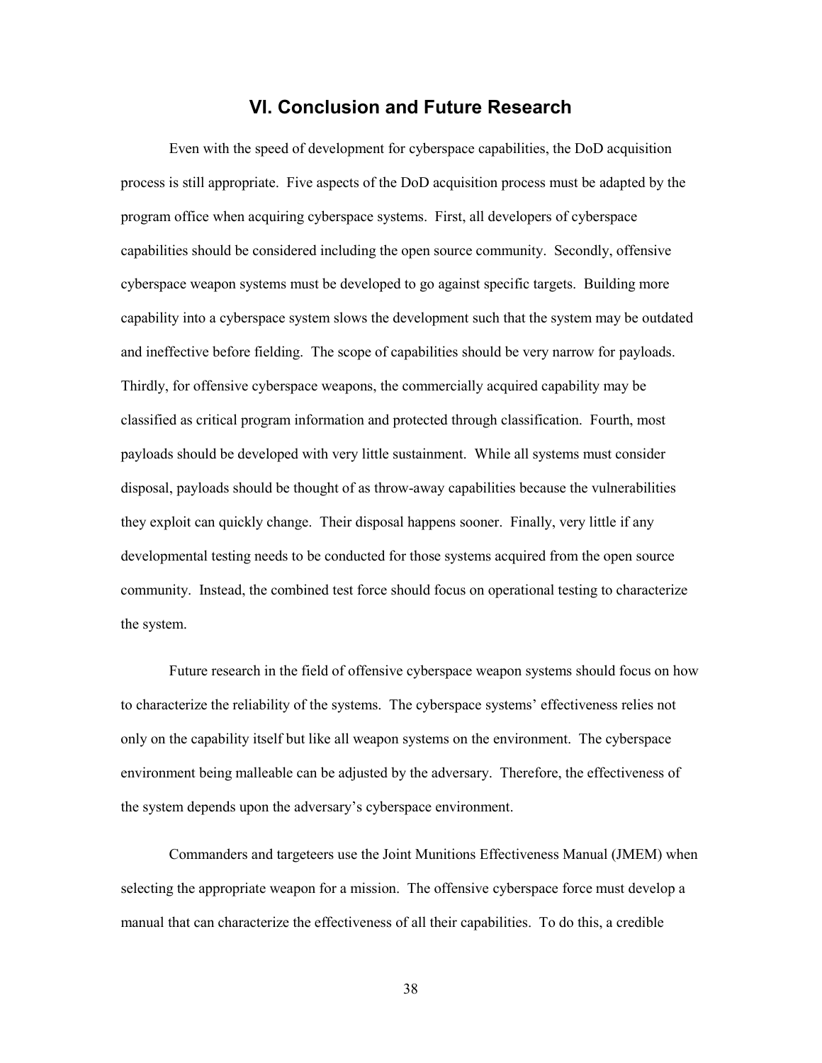# VI. Conclusion and Future Research

Even with the speed of development for cyberspace capabilities, the DoD acquisition process is still appropriate. Five aspects of the DoD acquisition process must be adapted by the program office when acquiring cyberspace systems. First, all developers of cyberspace capabilities should be considered including the open source community. Secondly, offensive cyberspace weapon systems must be developed to go against specific targets. Building more capability into a cyberspace system slows the development such that the system may be outdated and ineffective before fielding. The scope of capabilities should be very narrow for payloads. Thirdly, for offensive cyberspace weapons, the commercially acquired capability may be classified as critical program information and protected through classification. Fourth, most payloads should be developed with very little sustainment. While all systems must consider disposal, payloads should be thought of as throw-away capabilities because the vulnerabilities they exploit can quickly change. Their disposal happens sooner. Finally, very little if any developmental testing needs to be conducted for those systems acquired from the open source community. Instead, the combined test force should focus on operational testing to characterize the system.

Future research in the field of offensive cyberspace weapon systems should focus on how to characterize the reliability of the systems. The cyberspace systems' effectiveness relies not only on the capability itself but like all weapon systems on the environment. The cyberspace environment being malleable can be adjusted by the adversary. Therefore, the effectiveness of the system depends upon the adversary's cyberspace environment.

Commanders and targeteers use the Joint Munitions Effectiveness Manual (JMEM) when selecting the appropriate weapon for a mission. The offensive cyberspace force must develop a manual that can characterize the effectiveness of all their capabilities. To do this, a credible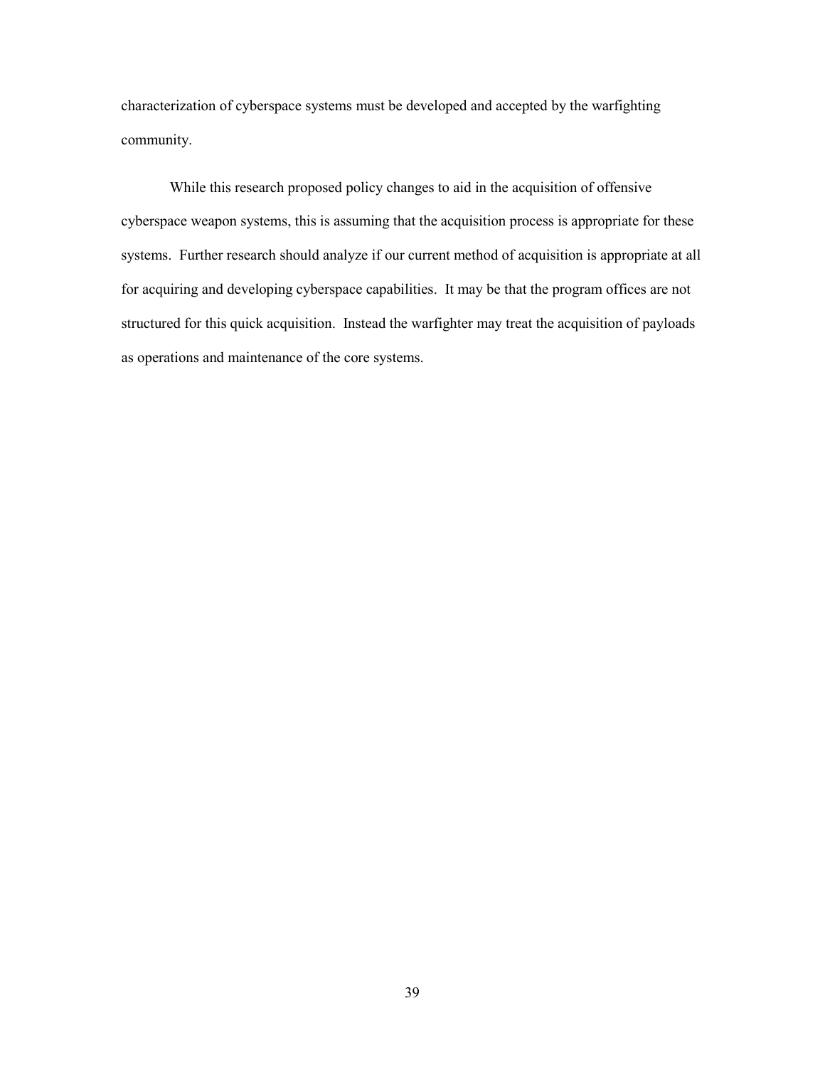characterization of cyberspace systems must be developed and accepted by the warfighting community.

While this research proposed policy changes to aid in the acquisition of offensive cyberspace weapon systems, this is assuming that the acquisition process is appropriate for these systems. Further research should analyze if our current method of acquisition is appropriate at all for acquiring and developing cyberspace capabilities. It may be that the program offices are not structured for this quick acquisition. Instead the warfighter may treat the acquisition of payloads as operations and maintenance of the core systems.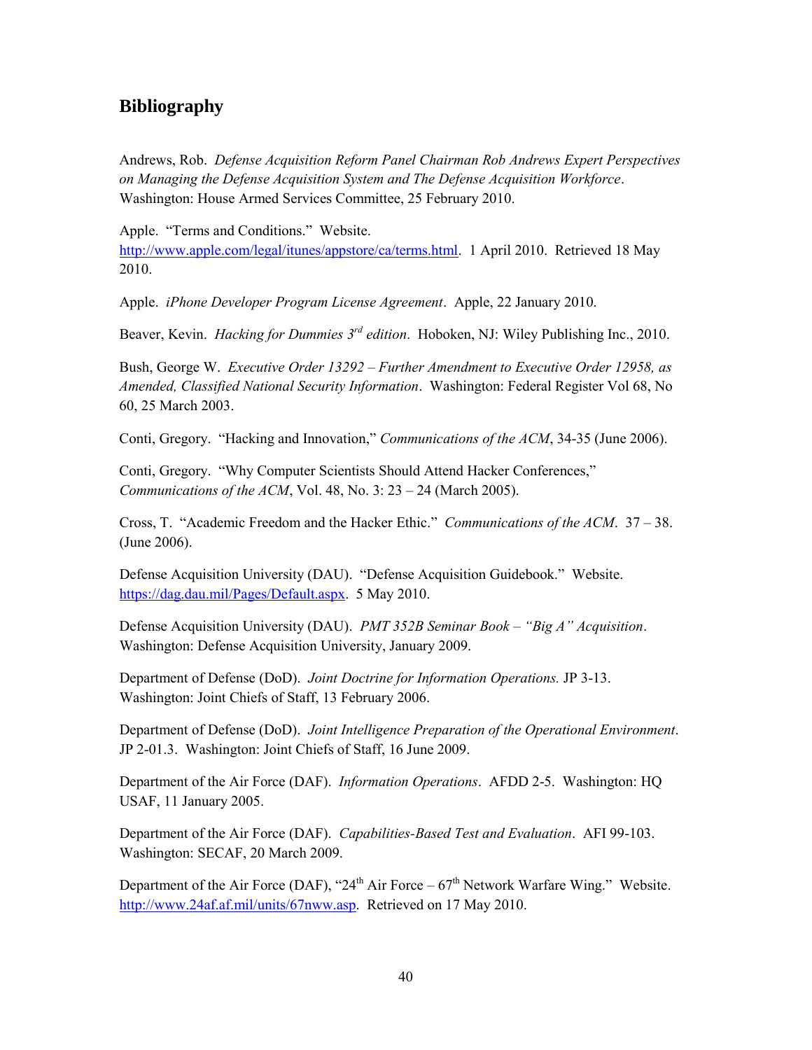## Bibliography

Andrews, Rob. *Defense Acquisition Reform Panel Chairman Rob Andrews Expert Perspectives on Managing the Defense Acquisition System and The Defense Acquisition Workforce*. Washington: House Armed Services Committee, 25 February 2010.

Apple. "Terms and Conditions." Website. http://www.apple.com/legal/itunes/appstore/ca/terms.html. 1 April 2010. Retrieved 18 May 2010.

Apple. *iPhone Developer Program License Agreement*. Apple, 22 January 2010.

Beaver, Kevin. *Hacking for Dummies 3rd edition*. Hoboken, NJ: Wiley Publishing Inc., 2010.

Bush, George W. *Executive Order 13292 – Further Amendment to Executive Order 12958, as Amended, Classified National Security Information*. Washington: Federal Register Vol 68, No 60, 25 March 2003.

Conti, Gregory. "Hacking and Innovation," *Communications of the ACM*, 34-35 (June 2006).

Conti, Gregory. "Why Computer Scientists Should Attend Hacker Conferences," *Communications of the ACM*, Vol. 48, No. 3: 23 – 24 (March 2005).

Cross, T. "Academic Freedom and the Hacker Ethic." *Communications of the ACM*. 37 – 38. (June 2006).

Defense Acquisition University (DAU). "Defense Acquisition Guidebook." Website. https://dag.dau.mil/Pages/Default.aspx. 5 May 2010.

Defense Acquisition University (DAU). *PMT 352B Seminar Book – "Big A" Acquisition*. Washington: Defense Acquisition University, January 2009.

Department of Defense (DoD). *Joint Doctrine for Information Operations.* JP 3-13. Washington: Joint Chiefs of Staff, 13 February 2006.

Department of Defense (DoD). *Joint Intelligence Preparation of the Operational Environment*. JP 2-01.3. Washington: Joint Chiefs of Staff, 16 June 2009.

Department of the Air Force (DAF). *Information Operations*. AFDD 2-5. Washington: HQ USAF, 11 January 2005.

Department of the Air Force (DAF). *Capabilities-Based Test and Evaluation*. AFI 99-103. Washington: SECAF, 20 March 2009.

Department of the Air Force (DAF), "24th Air Force – 67th Network Warfare Wing." Website. http://www.24af.af.mil/units/67nww.asp. Retrieved on 17 May 2010.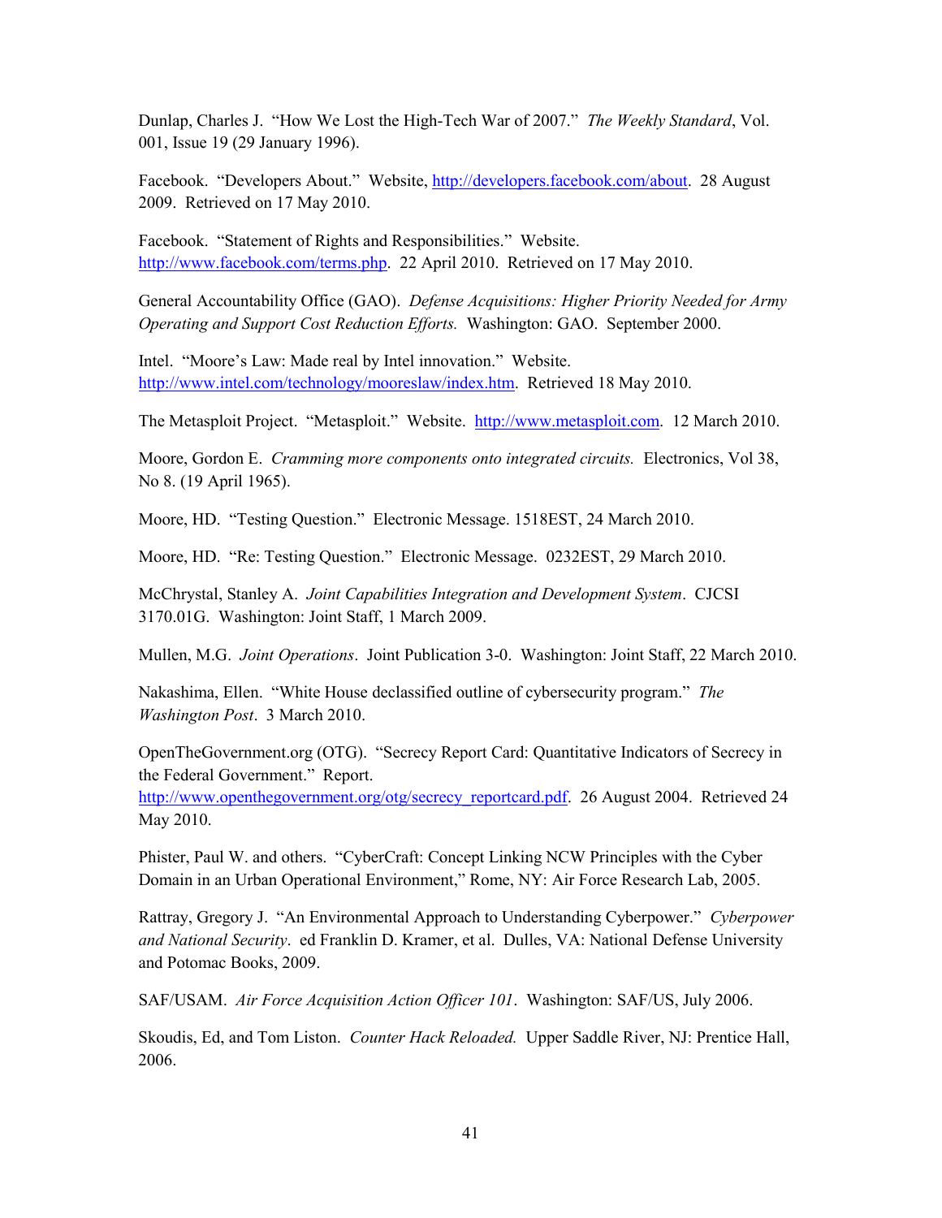Dunlap, Charles J. "How We Lost the High-Tech War of 2007." *The Weekly Standard*, Vol. 001, Issue 19 (29 January 1996).

Facebook. "Developers About." Website, http://developers.facebook.com/about. 28 August 2009. Retrieved on 17 May 2010.

Facebook. "Statement of Rights and Responsibilities." Website. http://www.facebook.com/terms.php. 22 April 2010. Retrieved on 17 May 2010.

General Accountability Office (GAO). *Defense Acquisitions: Higher Priority Needed for Army Operating and Support Cost Reduction Efforts.* Washington: GAO. September 2000.

Intel. "Moore's Law: Made real by Intel innovation." Website. http://www.intel.com/technology/mooreslaw/index.htm. Retrieved 18 May 2010.

The Metasploit Project. "Metasploit." Website. http://www.metasploit.com. 12 March 2010.

Moore, Gordon E. *Cramming more components onto integrated circuits.* Electronics, Vol 38, No 8. (19 April 1965).

Moore, HD. "Testing Question." Electronic Message. 1518EST, 24 March 2010.

Moore, HD. "Re: Testing Question." Electronic Message. 0232EST, 29 March 2010.

McChrystal, Stanley A. *Joint Capabilities Integration and Development System*. CJCSI 3170.01G. Washington: Joint Staff, 1 March 2009.

Mullen, M.G. *Joint Operations*. Joint Publication 3-0. Washington: Joint Staff, 22 March 2010.

Nakashima, Ellen. "White House declassified outline of cybersecurity program." *The Washington Post*. 3 March 2010.

OpenTheGovernment.org (OTG). "Secrecy Report Card: Quantitative Indicators of Secrecy in the Federal Government." Report. http://www.openthegovernment.org/otg/secrecy_reportcard.pdf. 26 August 2004. Retrieved 24 May 2010.

Phister, Paul W. and others. "CyberCraft: Concept Linking NCW Principles with the Cyber Domain in an Urban Operational Environment," Rome, NY: Air Force Research Lab, 2005.

Rattray, Gregory J. "An Environmental Approach to Understanding Cyberpower." *Cyberpower and National Security*. ed Franklin D. Kramer, et al. Dulles, VA: National Defense University and Potomac Books, 2009.

SAF/USAM. *Air Force Acquisition Action Officer 101*. Washington: SAF/US, July 2006.

Skoudis, Ed, and Tom Liston. *Counter Hack Reloaded.* Upper Saddle River, NJ: Prentice Hall, 2006.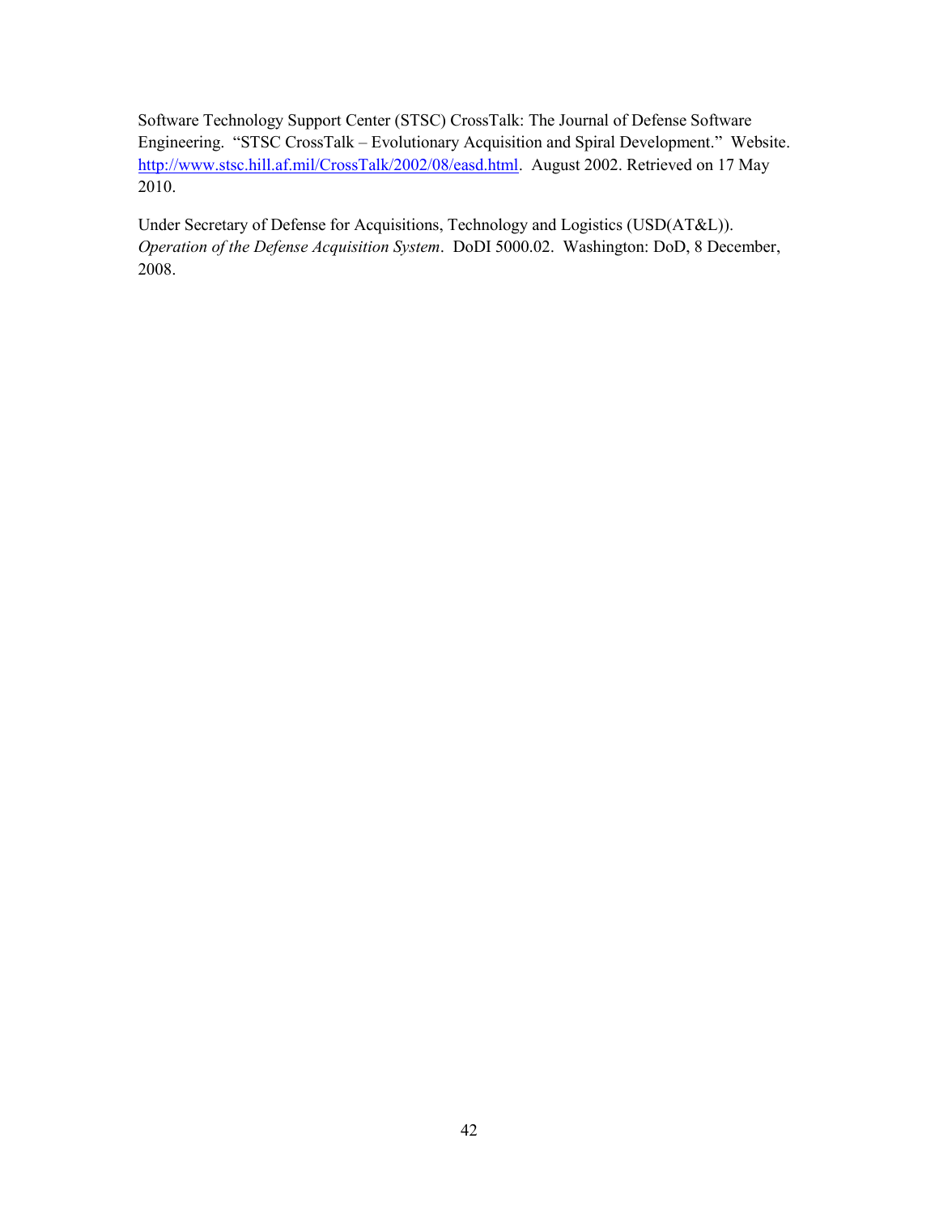Software Technology Support Center (STSC) CrossTalk: The Journal of Defense Software Engineering. "STSC CrossTalk – Evolutionary Acquisition and Spiral Development." Website. http://www.stsc.hill.af.mil/CrossTalk/2002/08/easd.html. August 2002. Retrieved on 17 May 2010.

Under Secretary of Defense for Acquisitions, Technology and Logistics (USD(AT&L)). *Operation of the Defense Acquisition System*. DoDI 5000.02. Washington: DoD, 8 December, 2008.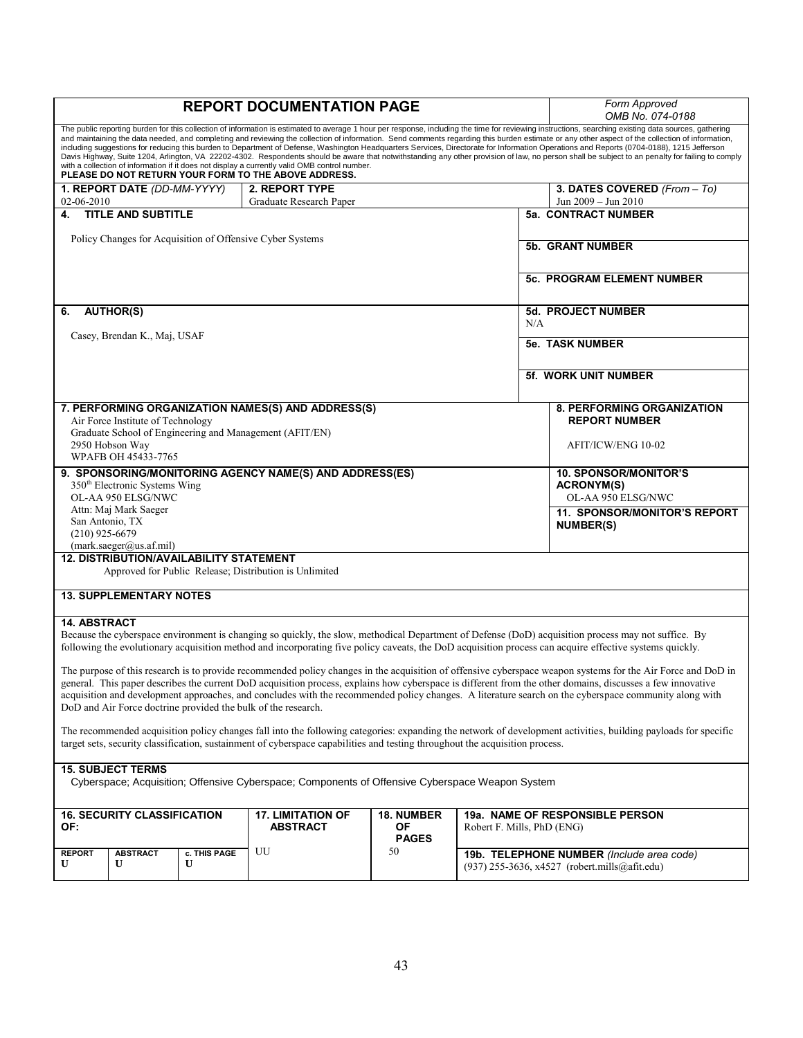## REPORT DOCUMENTATION PAGE

*Form Approved*
*OMB No. 074-0188*

The public reporting burden for this collection of information is estimated to average 1 hour per response, including the time for reviewing instructions, searching existing data sources, gathering and maintaining the data needed, and completing and reviewing the collection of information. Send comments regarding this burden estimate or any other aspect of the collection of information, including suggestions for reducing this burden to Department of Defense, Washington Headquarters Services, Directorate for Information Operations and Reports (0704-0188), 1215 Jefferson Davis Highway, Suite 1204, Arlington, VA 22202-4302. Respondents should be aware that notwithstanding any other provision of law, no person shall be subject to an penalty for failing to comply with a collection of information if it does not display a currently valid OMB control number.
**PLEASE DO NOT RETURN YOUR FORM TO THE ABOVE ADDRESS.**

| **1. REPORT DATE** *(DD-MM-YYYY)* | **2. REPORT TYPE** | **3. DATES COVERED** *(From – To)* |
|---|---|---|
| 02-06-2010 | Graduate Research Paper | Jun 2009 – Jun 2010 |

**4. TITLE AND SUBTITLE**

Policy Changes for Acquisition of Offensive Cyber Systems

**5a. CONTRACT NUMBER**

**5b. GRANT NUMBER**

**5c. PROGRAM ELEMENT NUMBER**

**6. AUTHOR(S)**

Casey, Brendan K., Maj, USAF

**5d. PROJECT NUMBER**
N/A

**5e. TASK NUMBER**

**5f. WORK UNIT NUMBER**

**7. PERFORMING ORGANIZATION NAMES(S) AND ADDRESS(S)**
Air Force Institute of Technology
Graduate School of Engineering and Management (AFIT/EN)
2950 Hobson Way
WPAFB OH 45433-7765

**8. PERFORMING ORGANIZATION REPORT NUMBER**

AFIT/ICW/ENG 10-02

**9. SPONSORING/MONITORING AGENCY NAME(S) AND ADDRESS(ES)**
350th Electronic Systems Wing
OL-AA 950 ELSG/NWC
Attn: Maj Mark Saeger
San Antonio, TX
(210) 925-6679
(mark.saeger@us.af.mil)

**10. SPONSOR/MONITOR'S ACRONYM(S)**
OL-AA 950 ELSG/NWC

**11. SPONSOR/MONITOR'S REPORT NUMBER(S)**

**12. DISTRIBUTION/AVAILABILITY STATEMENT**
Approved for Public Release; Distribution is Unlimited

**13. SUPPLEMENTARY NOTES**

**14. ABSTRACT**
Because the cyberspace environment is changing so quickly, the slow, methodical Department of Defense (DoD) acquisition process may not suffice. By following the evolutionary acquisition method and incorporating five policy caveats, the DoD acquisition process can acquire effective systems quickly.

The purpose of this research is to provide recommended policy changes in the acquisition of offensive cyberspace weapon systems for the Air Force and DoD in general. This paper describes the current DoD acquisition process, explains how cyberspace is different from the other domains, discusses a few innovative acquisition and development approaches, and concludes with the recommended policy changes. A literature search on the cyberspace community along with DoD and Air Force doctrine provided the bulk of the research.

The recommended acquisition policy changes fall into the following categories: expanding the network of development activities, building payloads for specific target sets, security classification, sustainment of cyberspace capabilities and testing throughout the acquisition process.

**15. SUBJECT TERMS**
Cyberspace; Acquisition; Offensive Cyberspace; Components of Offensive Cyberspace Weapon System

| **16. SECURITY CLASSIFICATION OF:** | | | **17. LIMITATION OF ABSTRACT** | **18. NUMBER OF PAGES** | **19a. NAME OF RESPONSIBLE PERSON** |
|---|---|---|---|---|---|
| | | | | | Robert F. Mills, PhD (ENG) |
| **REPORT** | **ABSTRACT** | **c. THIS PAGE** | UU | 50 | **19b. TELEPHONE NUMBER** *(Include area code)* |
| U | U | U | | | (937) 255-3636, x4527 (robert.mills@afit.edu) |